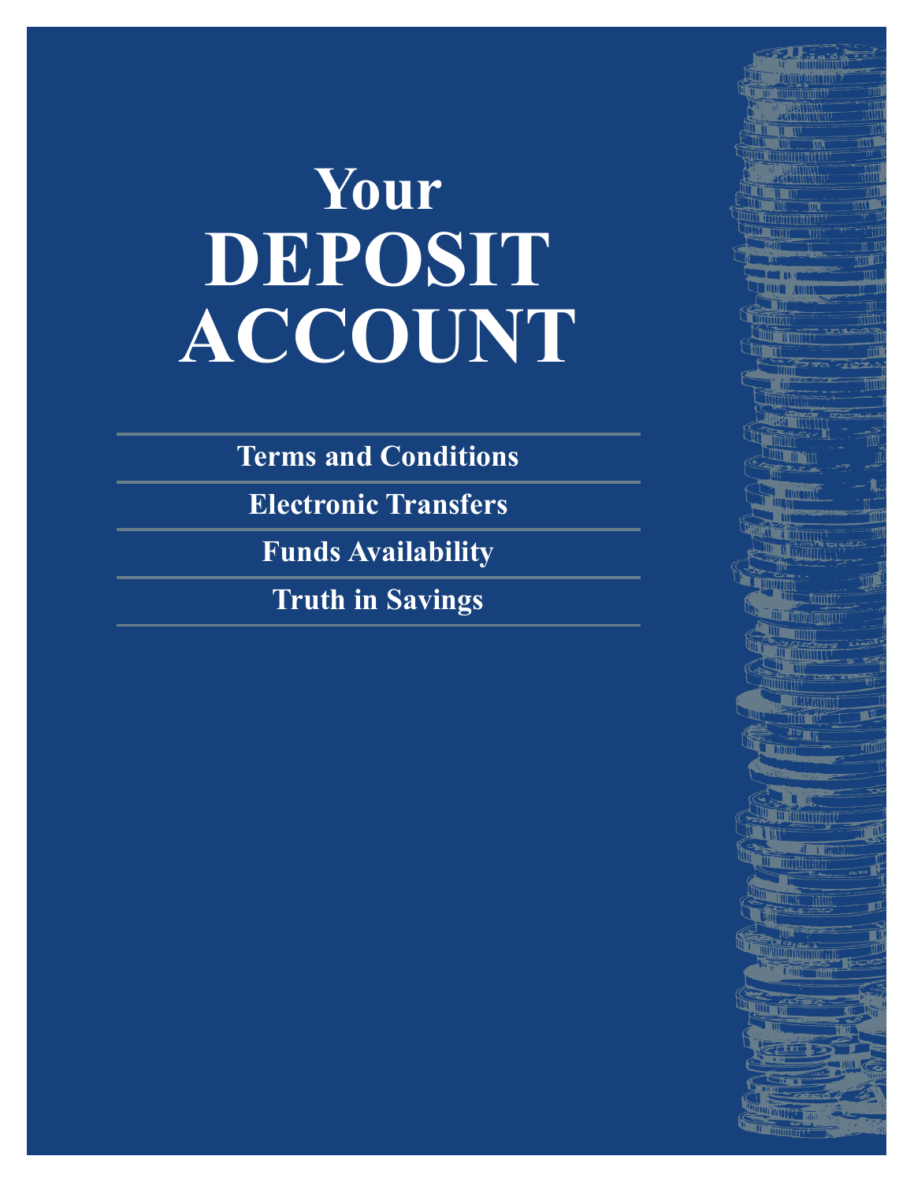# Your DEPOSIT ACCOUNT

**Terms and Conditions**

**Electronic Transfers**

**Funds Availability**

**Truth in Savings**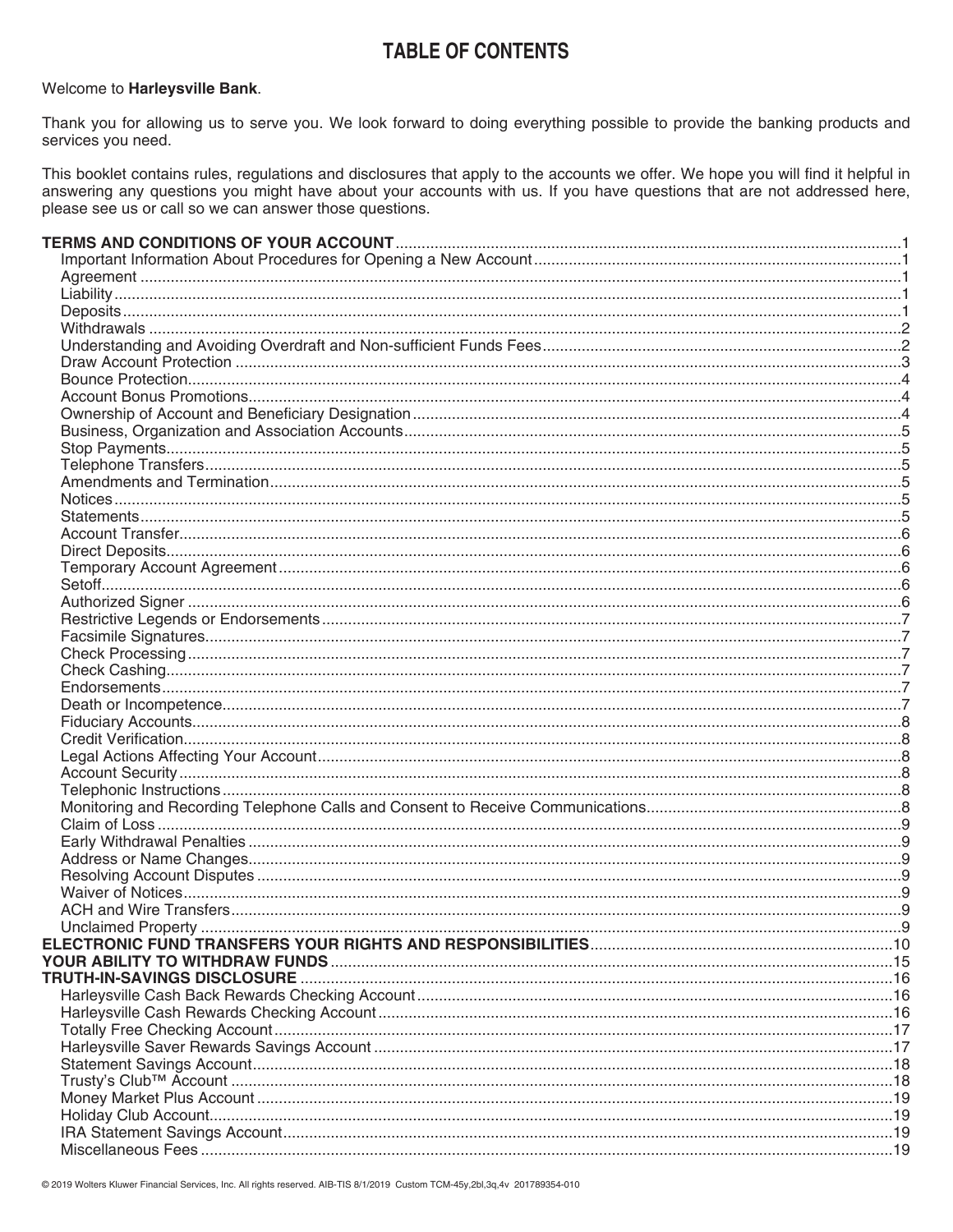# TABLE OF CONTENTS

Welcome to **Harleysville Bank**.

Thank you for allowing us to serve you. We look forward to doing everything possible to provide the banking products and services you need.

This booklet contains rules, regulations and disclosures that apply to the accounts we offer. We hope you will find it helpful in answering any questions you might have about your accounts with us. If you have questions that are not addressed here, please see us or call so we can answer those questions.

**TERMS AND CONDITIONS OF YOUR ACCOUNT** .......... 1
- Important Information About Procedures for Opening a New Account .......... 1
- Agreement .......... 1
- Liability .......... 1
- Deposits .......... 1
- Withdrawals .......... 2
- Understanding and Avoiding Overdraft and Non-sufficient Funds Fees .......... 2
- Draw Account Protection .......... 3
- Bounce Protection .......... 4
- Account Bonus Promotions .......... 4
- Ownership of Account and Beneficiary Designation .......... 4
- Business, Organization and Association Accounts .......... 5
- Stop Payments .......... 5
- Telephone Transfers .......... 5
- Amendments and Termination .......... 5
- Notices .......... 5
- Statements .......... 5
- Account Transfer .......... 6
- Direct Deposits .......... 6
- Temporary Account Agreement .......... 6
- Setoff .......... 6
- Authorized Signer .......... 6
- Restrictive Legends or Endorsements .......... 7
- Facsimile Signatures .......... 7
- Check Processing .......... 7
- Check Cashing .......... 7
- Endorsements .......... 7
- Death or Incompetence .......... 7
- Fiduciary Accounts .......... 8
- Credit Verification .......... 8
- Legal Actions Affecting Your Account .......... 8
- Account Security .......... 8
- Telephonic Instructions .......... 8
- Monitoring and Recording Telephone Calls and Consent to Receive Communications .......... 8
- Claim of Loss .......... 9
- Early Withdrawal Penalties .......... 9
- Address or Name Changes .......... 9
- Resolving Account Disputes .......... 9
- Waiver of Notices .......... 9
- ACH and Wire Transfers .......... 9
- Unclaimed Property .......... 9

**ELECTRONIC FUND TRANSFERS YOUR RIGHTS AND RESPONSIBILITIES** .......... 10

**YOUR ABILITY TO WITHDRAW FUNDS** .......... 15

**TRUTH-IN-SAVINGS DISCLOSURE** .......... 16
- Harleysville Cash Back Rewards Checking Account .......... 16
- Harleysville Cash Rewards Checking Account .......... 16
- Totally Free Checking Account .......... 17
- Harleysville Saver Rewards Savings Account .......... 17
- Statement Savings Account .......... 18
- Trusty's Club™ Account .......... 18
- Money Market Plus Account .......... 19
- Holiday Club Account .......... 19
- IRA Statement Savings Account .......... 19
- Miscellaneous Fees .......... 19

© 2019 Wolters Kluwer Financial Services, Inc. All rights reserved. AIB-TIS 8/1/2019 Custom TCM-45y,2bl,3q,4v 201789354-010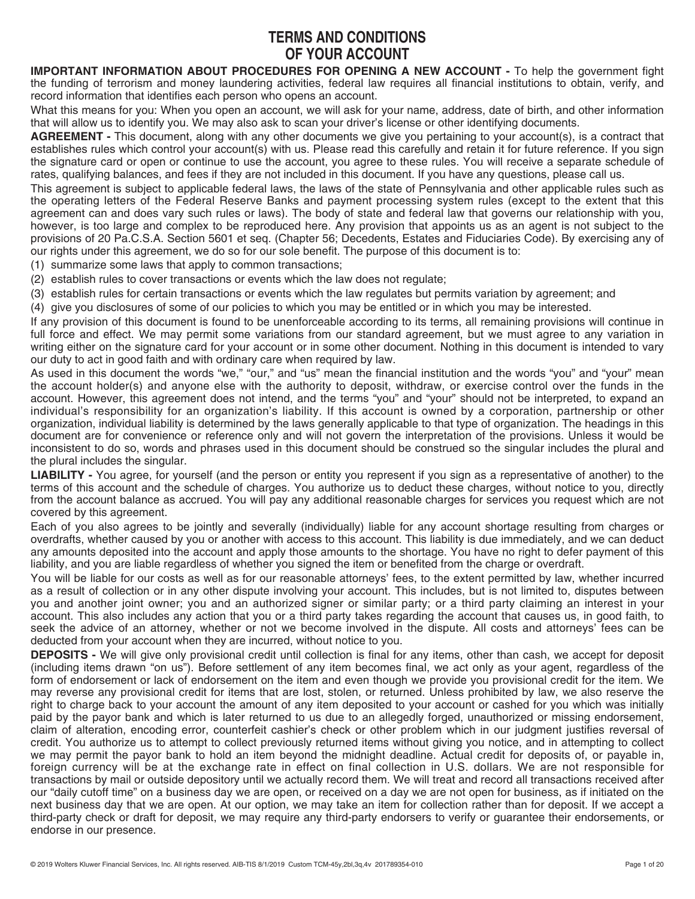# TERMS AND CONDITIONS OF YOUR ACCOUNT

**IMPORTANT INFORMATION ABOUT PROCEDURES FOR OPENING A NEW ACCOUNT -** To help the government fight the funding of terrorism and money laundering activities, federal law requires all financial institutions to obtain, verify, and record information that identifies each person who opens an account.

What this means for you: When you open an account, we will ask for your name, address, date of birth, and other information that will allow us to identify you. We may also ask to scan your driver's license or other identifying documents.

**AGREEMENT -** This document, along with any other documents we give you pertaining to your account(s), is a contract that establishes rules which control your account(s) with us. Please read this carefully and retain it for future reference. If you sign the signature card or open or continue to use the account, you agree to these rules. You will receive a separate schedule of rates, qualifying balances, and fees if they are not included in this document. If you have any questions, please call us.

This agreement is subject to applicable federal laws, the laws of the state of Pennsylvania and other applicable rules such as the operating letters of the Federal Reserve Banks and payment processing system rules (except to the extent that this agreement can and does vary such rules or laws). The body of state and federal law that governs our relationship with you, however, is too large and complex to be reproduced here. Any provision that appoints us as an agent is not subject to the provisions of 20 Pa.C.S.A. Section 5601 et seq. (Chapter 56; Decedents, Estates and Fiduciaries Code). By exercising any of our rights under this agreement, we do so for our sole benefit. The purpose of this document is to:

(1) summarize some laws that apply to common transactions;
(2) establish rules to cover transactions or events which the law does not regulate;
(3) establish rules for certain transactions or events which the law regulates but permits variation by agreement; and
(4) give you disclosures of some of our policies to which you may be entitled or in which you may be interested.

If any provision of this document is found to be unenforceable according to its terms, all remaining provisions will continue in full force and effect. We may permit some variations from our standard agreement, but we must agree to any variation in writing either on the signature card for your account or in some other document. Nothing in this document is intended to vary our duty to act in good faith and with ordinary care when required by law.

As used in this document the words "we," "our," and "us" mean the financial institution and the words "you" and "your" mean the account holder(s) and anyone else with the authority to deposit, withdraw, or exercise control over the funds in the account. However, this agreement does not intend, and the terms "you" and "your" should not be interpreted, to expand an individual's responsibility for an organization's liability. If this account is owned by a corporation, partnership or other organization, individual liability is determined by the laws generally applicable to that type of organization. The headings in this document are for convenience or reference only and will not govern the interpretation of the provisions. Unless it would be inconsistent to do so, words and phrases used in this document should be construed so the singular includes the plural and the plural includes the singular.

**LIABILITY -** You agree, for yourself (and the person or entity you represent if you sign as a representative of another) to the terms of this account and the schedule of charges. You authorize us to deduct these charges, without notice to you, directly from the account balance as accrued. You will pay any additional reasonable charges for services you request which are not covered by this agreement.

Each of you also agrees to be jointly and severally (individually) liable for any account shortage resulting from charges or overdrafts, whether caused by you or another with access to this account. This liability is due immediately, and we can deduct any amounts deposited into the account and apply those amounts to the shortage. You have no right to defer payment of this liability, and you are liable regardless of whether you signed the item or benefited from the charge or overdraft.

You will be liable for our costs as well as for our reasonable attorneys' fees, to the extent permitted by law, whether incurred as a result of collection or in any other dispute involving your account. This includes, but is not limited to, disputes between you and another joint owner; you and an authorized signer or similar party; or a third party claiming an interest in your account. This also includes any action that you or a third party takes regarding the account that causes us, in good faith, to seek the advice of an attorney, whether or not we become involved in the dispute. All costs and attorneys' fees can be deducted from your account when they are incurred, without notice to you.

**DEPOSITS -** We will give only provisional credit until collection is final for any items, other than cash, we accept for deposit (including items drawn "on us"). Before settlement of any item becomes final, we act only as your agent, regardless of the form of endorsement or lack of endorsement on the item and even though we provide you provisional credit for the item. We may reverse any provisional credit for items that are lost, stolen, or returned. Unless prohibited by law, we also reserve the right to charge back to your account the amount of any item deposited to your account or cashed for you which was initially paid by the payor bank and which is later returned to us due to an allegedly forged, unauthorized or missing endorsement, claim of alteration, encoding error, counterfeit cashier's check or other problem which in our judgment justifies reversal of credit. You authorize us to attempt to collect previously returned items without giving you notice, and in attempting to collect we may permit the payor bank to hold an item beyond the midnight deadline. Actual credit for deposits of, or payable in, foreign currency will be at the exchange rate in effect on final collection in U.S. dollars. We are not responsible for transactions by mail or outside depository until we actually record them. We will treat and record all transactions received after our "daily cutoff time" on a business day we are open, or received on a day we are not open for business, as if initiated on the next business day that we are open. At our option, we may take an item for collection rather than for deposit. If we accept a third-party check or draft for deposit, we may require any third-party endorsers to verify or guarantee their endorsements, or endorse in our presence.

© 2019 Wolters Kluwer Financial Services, Inc. All rights reserved. AIB-TIS 8/1/2019 Custom TCM-45y,2bl,3q,4v 201789354-010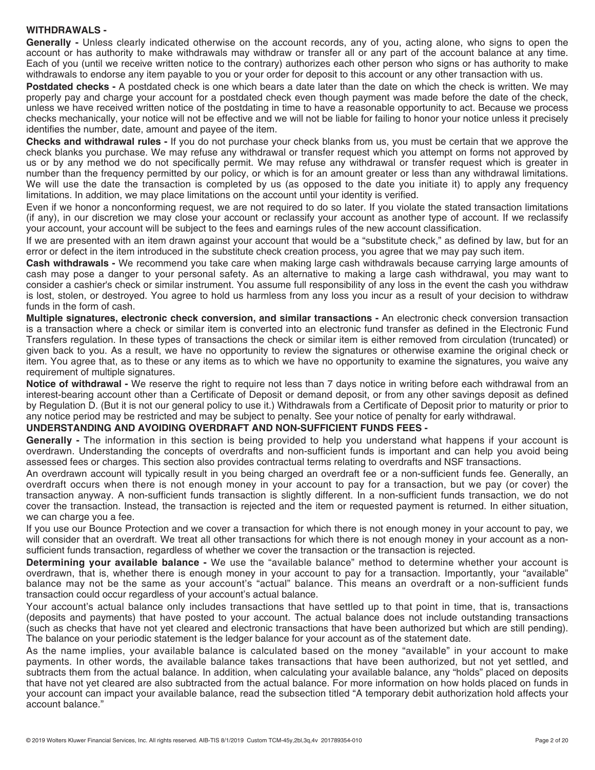## WITHDRAWALS -

**Generally -** Unless clearly indicated otherwise on the account records, any of you, acting alone, who signs to open the account or has authority to make withdrawals may withdraw or transfer all or any part of the account balance at any time. Each of you (until we receive written notice to the contrary) authorizes each other person who signs or has authority to make withdrawals to endorse any item payable to you or your order for deposit to this account or any other transaction with us.

**Postdated checks -** A postdated check is one which bears a date later than the date on which the check is written. We may properly pay and charge your account for a postdated check even though payment was made before the date of the check, unless we have received written notice of the postdating in time to have a reasonable opportunity to act. Because we process checks mechanically, your notice will not be effective and we will not be liable for failing to honor your notice unless it precisely identifies the number, date, amount and payee of the item.

**Checks and withdrawal rules -** If you do not purchase your check blanks from us, you must be certain that we approve the check blanks you purchase. We may refuse any withdrawal or transfer request which you attempt on forms not approved by us or by any method we do not specifically permit. We may refuse any withdrawal or transfer request which is greater in number than the frequency permitted by our policy, or which is for an amount greater or less than any withdrawal limitations. We will use the date the transaction is completed by us (as opposed to the date you initiate it) to apply any frequency limitations. In addition, we may place limitations on the account until your identity is verified.

Even if we honor a nonconforming request, we are not required to do so later. If you violate the stated transaction limitations (if any), in our discretion we may close your account or reclassify your account as another type of account. If we reclassify your account, your account will be subject to the fees and earnings rules of the new account classification.

If we are presented with an item drawn against your account that would be a "substitute check," as defined by law, but for an error or defect in the item introduced in the substitute check creation process, you agree that we may pay such item.

**Cash withdrawals -** We recommend you take care when making large cash withdrawals because carrying large amounts of cash may pose a danger to your personal safety. As an alternative to making a large cash withdrawal, you may want to consider a cashier's check or similar instrument. You assume full responsibility of any loss in the event the cash you withdraw is lost, stolen, or destroyed. You agree to hold us harmless from any loss you incur as a result of your decision to withdraw funds in the form of cash.

**Multiple signatures, electronic check conversion, and similar transactions -** An electronic check conversion transaction is a transaction where a check or similar item is converted into an electronic fund transfer as defined in the Electronic Fund Transfers regulation. In these types of transactions the check or similar item is either removed from circulation (truncated) or given back to you. As a result, we have no opportunity to review the signatures or otherwise examine the original check or item. You agree that, as to these or any items as to which we have no opportunity to examine the signatures, you waive any requirement of multiple signatures.

**Notice of withdrawal -** We reserve the right to require not less than 7 days notice in writing before each withdrawal from an interest-bearing account other than a Certificate of Deposit or demand deposit, or from any other savings deposit as defined by Regulation D. (But it is not our general policy to use it.) Withdrawals from a Certificate of Deposit prior to maturity or prior to any notice period may be restricted and may be subject to penalty. See your notice of penalty for early withdrawal.

## UNDERSTANDING AND AVOIDING OVERDRAFT AND NON-SUFFICIENT FUNDS FEES -

**Generally -** The information in this section is being provided to help you understand what happens if your account is overdrawn. Understanding the concepts of overdrafts and non-sufficient funds is important and can help you avoid being assessed fees or charges. This section also provides contractual terms relating to overdrafts and NSF transactions.

An overdrawn account will typically result in you being charged an overdraft fee or a non-sufficient funds fee. Generally, an overdraft occurs when there is not enough money in your account to pay for a transaction, but we pay (or cover) the transaction anyway. A non-sufficient funds transaction is slightly different. In a non-sufficient funds transaction, we do not cover the transaction. Instead, the transaction is rejected and the item or requested payment is returned. In either situation, we can charge you a fee.

If you use our Bounce Protection and we cover a transaction for which there is not enough money in your account to pay, we will consider that an overdraft. We treat all other transactions for which there is not enough money in your account as a non-sufficient funds transaction, regardless of whether we cover the transaction or the transaction is rejected.

**Determining your available balance -** We use the "available balance" method to determine whether your account is overdrawn, that is, whether there is enough money in your account to pay for a transaction. Importantly, your "available" balance may not be the same as your account's "actual" balance. This means an overdraft or a non-sufficient funds transaction could occur regardless of your account's actual balance.

Your account's actual balance only includes transactions that have settled up to that point in time, that is, transactions (deposits and payments) that have posted to your account. The actual balance does not include outstanding transactions (such as checks that have not yet cleared and electronic transactions that have been authorized but which are still pending). The balance on your periodic statement is the ledger balance for your account as of the statement date.

As the name implies, your available balance is calculated based on the money "available" in your account to make payments. In other words, the available balance takes transactions that have been authorized, but not yet settled, and subtracts them from the actual balance. In addition, when calculating your available balance, any "holds" placed on deposits that have not yet cleared are also subtracted from the actual balance. For more information on how holds placed on funds in your account can impact your available balance, read the subsection titled "A temporary debit authorization hold affects your account balance."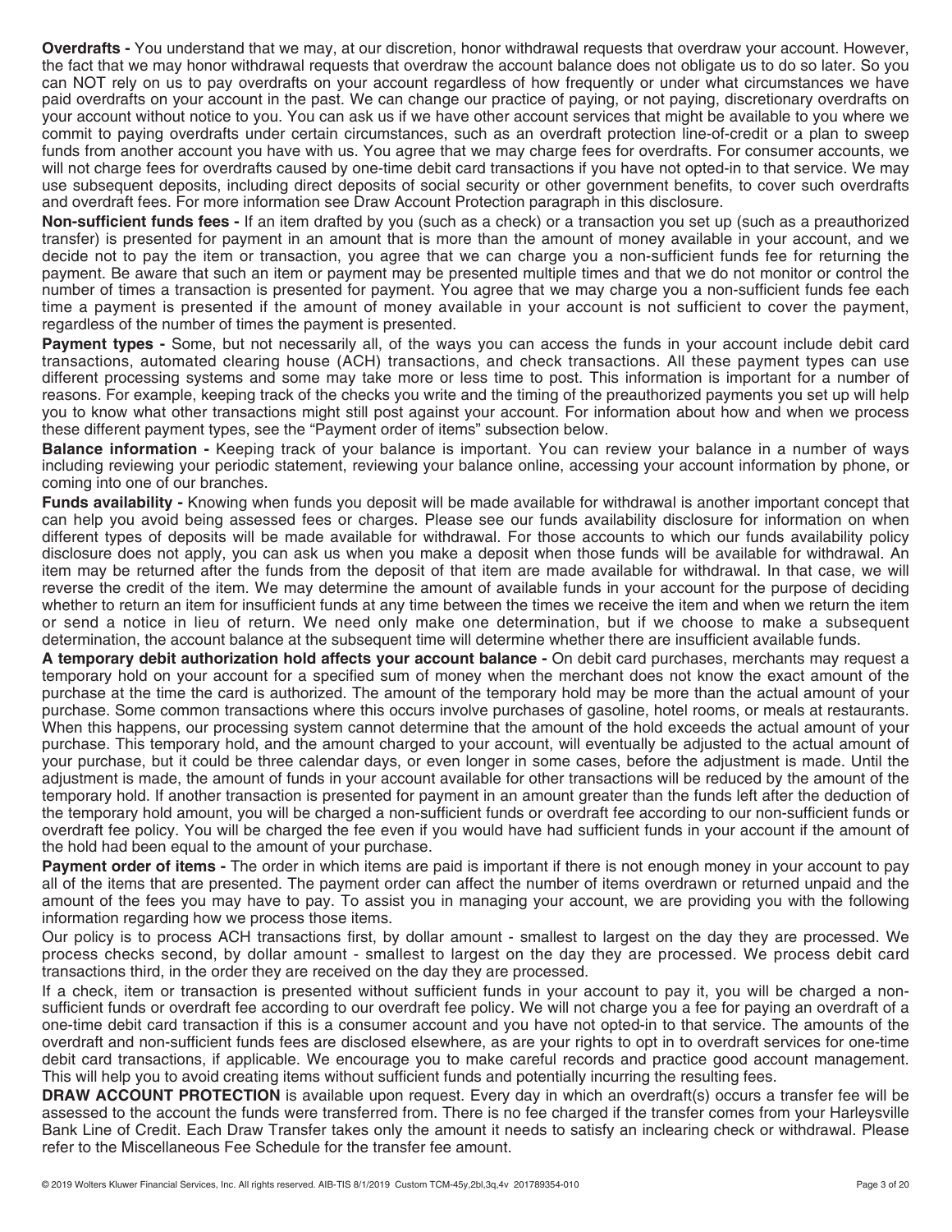**Overdrafts -** You understand that we may, at our discretion, honor withdrawal requests that overdraw your account. However, the fact that we may honor withdrawal requests that overdraw the account balance does not obligate us to do so later. So you can NOT rely on us to pay overdrafts on your account regardless of how frequently or under what circumstances we have paid overdrafts on your account in the past. We can change our practice of paying, or not paying, discretionary overdrafts on your account without notice to you. You can ask us if we have other account services that might be available to you where we commit to paying overdrafts under certain circumstances, such as an overdraft protection line-of-credit or a plan to sweep funds from another account you have with us. You agree that we may charge fees for overdrafts. For consumer accounts, we will not charge fees for overdrafts caused by one-time debit card transactions if you have not opted-in to that service. We may use subsequent deposits, including direct deposits of social security or other government benefits, to cover such overdrafts and overdraft fees. For more information see Draw Account Protection paragraph in this disclosure.

**Non-sufficient funds fees -** If an item drafted by you (such as a check) or a transaction you set up (such as a preauthorized transfer) is presented for payment in an amount that is more than the amount of money available in your account, and we decide not to pay the item or transaction, you agree that we can charge you a non-sufficient funds fee for returning the payment. Be aware that such an item or payment may be presented multiple times and that we do not monitor or control the number of times a transaction is presented for payment. You agree that we may charge you a non-sufficient funds fee each time a payment is presented if the amount of money available in your account is not sufficient to cover the payment, regardless of the number of times the payment is presented.

**Payment types -** Some, but not necessarily all, of the ways you can access the funds in your account include debit card transactions, automated clearing house (ACH) transactions, and check transactions. All these payment types can use different processing systems and some may take more or less time to post. This information is important for a number of reasons. For example, keeping track of the checks you write and the timing of the preauthorized payments you set up will help you to know what other transactions might still post against your account. For information about how and when we process these different payment types, see the "Payment order of items" subsection below.

**Balance information -** Keeping track of your balance is important. You can review your balance in a number of ways including reviewing your periodic statement, reviewing your balance online, accessing your account information by phone, or coming into one of our branches.

**Funds availability -** Knowing when funds you deposit will be made available for withdrawal is another important concept that can help you avoid being assessed fees or charges. Please see our funds availability disclosure for information on when different types of deposits will be made available for withdrawal. For those accounts to which our funds availability policy disclosure does not apply, you can ask us when you make a deposit when those funds will be available for withdrawal. An item may be returned after the funds from the deposit of that item are made available for withdrawal. In that case, we will reverse the credit of the item. We may determine the amount of available funds in your account for the purpose of deciding whether to return an item for insufficient funds at any time between the times we receive the item and when we return the item or send a notice in lieu of return. We need only make one determination, but if we choose to make a subsequent determination, the account balance at the subsequent time will determine whether there are insufficient available funds.

**A temporary debit authorization hold affects your account balance -** On debit card purchases, merchants may request a temporary hold on your account for a specified sum of money when the merchant does not know the exact amount of the purchase at the time the card is authorized. The amount of the temporary hold may be more than the actual amount of your purchase. Some common transactions where this occurs involve purchases of gasoline, hotel rooms, or meals at restaurants. When this happens, our processing system cannot determine that the amount of the hold exceeds the actual amount of your purchase. This temporary hold, and the amount charged to your account, will eventually be adjusted to the actual amount of your purchase, but it could be three calendar days, or even longer in some cases, before the adjustment is made. Until the adjustment is made, the amount of funds in your account available for other transactions will be reduced by the amount of the temporary hold. If another transaction is presented for payment in an amount greater than the funds left after the deduction of the temporary hold amount, you will be charged a non-sufficient funds or overdraft fee according to our non-sufficient funds or overdraft fee policy. You will be charged the fee even if you would have had sufficient funds in your account if the amount of the hold had been equal to the amount of your purchase.

**Payment order of items -** The order in which items are paid is important if there is not enough money in your account to pay all of the items that are presented. The payment order can affect the number of items overdrawn or returned unpaid and the amount of the fees you may have to pay. To assist you in managing your account, we are providing you with the following information regarding how we process those items.

Our policy is to process ACH transactions first, by dollar amount - smallest to largest on the day they are processed. We process checks second, by dollar amount - smallest to largest on the day they are processed. We process debit card transactions third, in the order they are received on the day they are processed.

If a check, item or transaction is presented without sufficient funds in your account to pay it, you will be charged a non-sufficient funds or overdraft fee according to our overdraft fee policy. We will not charge you a fee for paying an overdraft of a one-time debit card transaction if this is a consumer account and you have not opted-in to that service. The amounts of the overdraft and non-sufficient funds fees are disclosed elsewhere, as are your rights to opt in to overdraft services for one-time debit card transactions, if applicable. We encourage you to make careful records and practice good account management. This will help you to avoid creating items without sufficient funds and potentially incurring the resulting fees.

**DRAW ACCOUNT PROTECTION** is available upon request. Every day in which an overdraft(s) occurs a transfer fee will be assessed to the account the funds were transferred from. There is no fee charged if the transfer comes from your Harleysville Bank Line of Credit. Each Draw Transfer takes only the amount it needs to satisfy an inclearing check or withdrawal. Please refer to the Miscellaneous Fee Schedule for the transfer fee amount.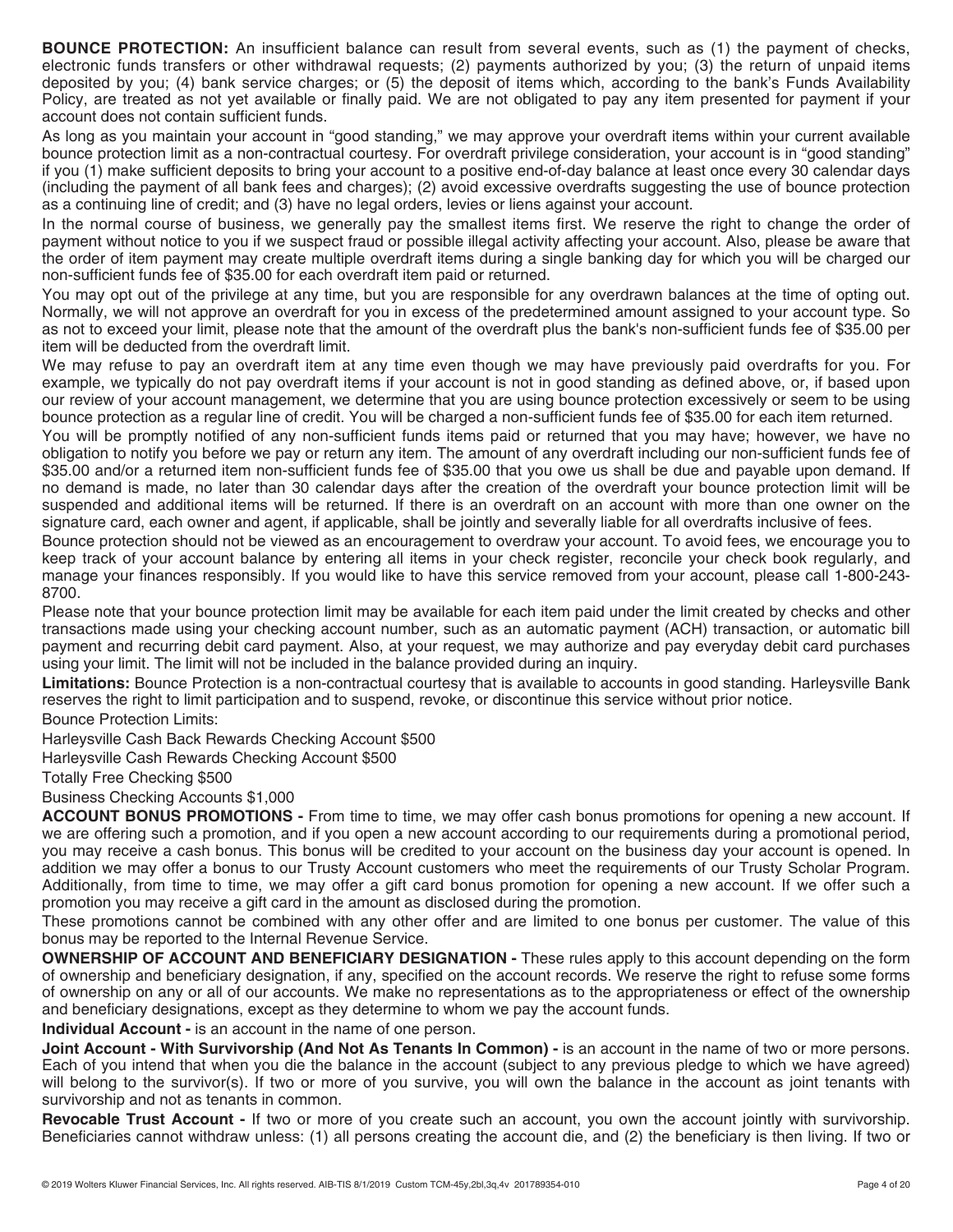**BOUNCE PROTECTION:** An insufficient balance can result from several events, such as (1) the payment of checks, electronic funds transfers or other withdrawal requests; (2) payments authorized by you; (3) the return of unpaid items deposited by you; (4) bank service charges; or (5) the deposit of items which, according to the bank's Funds Availability Policy, are treated as not yet available or finally paid. We are not obligated to pay any item presented for payment if your account does not contain sufficient funds.

As long as you maintain your account in "good standing," we may approve your overdraft items within your current available bounce protection limit as a non-contractual courtesy. For overdraft privilege consideration, your account is in "good standing" if you (1) make sufficient deposits to bring your account to a positive end-of-day balance at least once every 30 calendar days (including the payment of all bank fees and charges); (2) avoid excessive overdrafts suggesting the use of bounce protection as a continuing line of credit; and (3) have no legal orders, levies or liens against your account.

In the normal course of business, we generally pay the smallest items first. We reserve the right to change the order of payment without notice to you if we suspect fraud or possible illegal activity affecting your account. Also, please be aware that the order of item payment may create multiple overdraft items during a single banking day for which you will be charged our non-sufficient funds fee of $35.00 for each overdraft item paid or returned.

You may opt out of the privilege at any time, but you are responsible for any overdrawn balances at the time of opting out. Normally, we will not approve an overdraft for you in excess of the predetermined amount assigned to your account type. So as not to exceed your limit, please note that the amount of the overdraft plus the bank's non-sufficient funds fee of $35.00 per item will be deducted from the overdraft limit.

We may refuse to pay an overdraft item at any time even though we may have previously paid overdrafts for you. For example, we typically do not pay overdraft items if your account is not in good standing as defined above, or, if based upon our review of your account management, we determine that you are using bounce protection excessively or seem to be using bounce protection as a regular line of credit. You will be charged a non-sufficient funds fee of $35.00 for each item returned.

You will be promptly notified of any non-sufficient funds items paid or returned that you may have; however, we have no obligation to notify you before we pay or return any item. The amount of any overdraft including our non-sufficient funds fee of $35.00 and/or a returned item non-sufficient funds fee of $35.00 that you owe us shall be due and payable upon demand. If no demand is made, no later than 30 calendar days after the creation of the overdraft your bounce protection limit will be suspended and additional items will be returned. If there is an overdraft on an account with more than one owner on the signature card, each owner and agent, if applicable, shall be jointly and severally liable for all overdrafts inclusive of fees.

Bounce protection should not be viewed as an encouragement to overdraw your account. To avoid fees, we encourage you to keep track of your account balance by entering all items in your check register, reconcile your check book regularly, and manage your finances responsibly. If you would like to have this service removed from your account, please call 1-800-243-8700.

Please note that your bounce protection limit may be available for each item paid under the limit created by checks and other transactions made using your checking account number, such as an automatic payment (ACH) transaction, or automatic bill payment and recurring debit card payment. Also, at your request, we may authorize and pay everyday debit card purchases using your limit. The limit will not be included in the balance provided during an inquiry.

**Limitations:** Bounce Protection is a non-contractual courtesy that is available to accounts in good standing. Harleysville Bank reserves the right to limit participation and to suspend, revoke, or discontinue this service without prior notice.

Bounce Protection Limits:

Harleysville Cash Back Rewards Checking Account $500

Harleysville Cash Rewards Checking Account $500

Totally Free Checking $500

Business Checking Accounts $1,000

**ACCOUNT BONUS PROMOTIONS -** From time to time, we may offer cash bonus promotions for opening a new account. If we are offering such a promotion, and if you open a new account according to our requirements during a promotional period, you may receive a cash bonus. This bonus will be credited to your account on the business day your account is opened. In addition we may offer a bonus to our Trusty Account customers who meet the requirements of our Trusty Scholar Program. Additionally, from time to time, we may offer a gift card bonus promotion for opening a new account. If we offer such a promotion you may receive a gift card in the amount as disclosed during the promotion.

These promotions cannot be combined with any other offer and are limited to one bonus per customer. The value of this bonus may be reported to the Internal Revenue Service.

**OWNERSHIP OF ACCOUNT AND BENEFICIARY DESIGNATION -** These rules apply to this account depending on the form of ownership and beneficiary designation, if any, specified on the account records. We reserve the right to refuse some forms of ownership on any or all of our accounts. We make no representations as to the appropriateness or effect of the ownership and beneficiary designations, except as they determine to whom we pay the account funds.

**Individual Account -** is an account in the name of one person.

**Joint Account - With Survivorship (And Not As Tenants In Common) -** is an account in the name of two or more persons. Each of you intend that when you die the balance in the account (subject to any previous pledge to which we have agreed) will belong to the survivor(s). If two or more of you survive, you will own the balance in the account as joint tenants with survivorship and not as tenants in common.

**Revocable Trust Account -** If two or more of you create such an account, you own the account jointly with survivorship. Beneficiaries cannot withdraw unless: (1) all persons creating the account die, and (2) the beneficiary is then living. If two or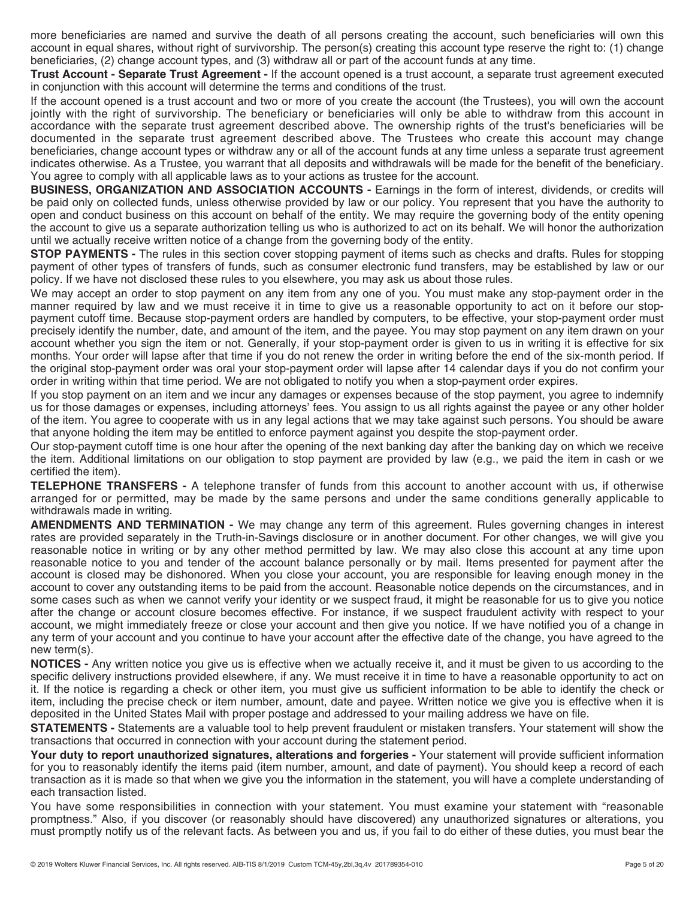more beneficiaries are named and survive the death of all persons creating the account, such beneficiaries will own this account in equal shares, without right of survivorship. The person(s) creating this account type reserve the right to: (1) change beneficiaries, (2) change account types, and (3) withdraw all or part of the account funds at any time.

**Trust Account - Separate Trust Agreement -** If the account opened is a trust account, a separate trust agreement executed in conjunction with this account will determine the terms and conditions of the trust.

If the account opened is a trust account and two or more of you create the account (the Trustees), you will own the account jointly with the right of survivorship. The beneficiary or beneficiaries will only be able to withdraw from this account in accordance with the separate trust agreement described above. The ownership rights of the trust's beneficiaries will be documented in the separate trust agreement described above. The Trustees who create this account may change beneficiaries, change account types or withdraw any or all of the account funds at any time unless a separate trust agreement indicates otherwise. As a Trustee, you warrant that all deposits and withdrawals will be made for the benefit of the beneficiary. You agree to comply with all applicable laws as to your actions as trustee for the account.

**BUSINESS, ORGANIZATION AND ASSOCIATION ACCOUNTS -** Earnings in the form of interest, dividends, or credits will be paid only on collected funds, unless otherwise provided by law or our policy. You represent that you have the authority to open and conduct business on this account on behalf of the entity. We may require the governing body of the entity opening the account to give us a separate authorization telling us who is authorized to act on its behalf. We will honor the authorization until we actually receive written notice of a change from the governing body of the entity.

**STOP PAYMENTS -** The rules in this section cover stopping payment of items such as checks and drafts. Rules for stopping payment of other types of transfers of funds, such as consumer electronic fund transfers, may be established by law or our policy. If we have not disclosed these rules to you elsewhere, you may ask us about those rules.

We may accept an order to stop payment on any item from any one of you. You must make any stop-payment order in the manner required by law and we must receive it in time to give us a reasonable opportunity to act on it before our stop-payment cutoff time. Because stop-payment orders are handled by computers, to be effective, your stop-payment order must precisely identify the number, date, and amount of the item, and the payee. You may stop payment on any item drawn on your account whether you sign the item or not. Generally, if your stop-payment order is given to us in writing it is effective for six months. Your order will lapse after that time if you do not renew the order in writing before the end of the six-month period. If the original stop-payment order was oral your stop-payment order will lapse after 14 calendar days if you do not confirm your order in writing within that time period. We are not obligated to notify you when a stop-payment order expires.

If you stop payment on an item and we incur any damages or expenses because of the stop payment, you agree to indemnify us for those damages or expenses, including attorneys' fees. You assign to us all rights against the payee or any other holder of the item. You agree to cooperate with us in any legal actions that we may take against such persons. You should be aware that anyone holding the item may be entitled to enforce payment against you despite the stop-payment order.

Our stop-payment cutoff time is one hour after the opening of the next banking day after the banking day on which we receive the item. Additional limitations on our obligation to stop payment are provided by law (e.g., we paid the item in cash or we certified the item).

**TELEPHONE TRANSFERS -** A telephone transfer of funds from this account to another account with us, if otherwise arranged for or permitted, may be made by the same persons and under the same conditions generally applicable to withdrawals made in writing.

**AMENDMENTS AND TERMINATION -** We may change any term of this agreement. Rules governing changes in interest rates are provided separately in the Truth-in-Savings disclosure or in another document. For other changes, we will give you reasonable notice in writing or by any other method permitted by law. We may also close this account at any time upon reasonable notice to you and tender of the account balance personally or by mail. Items presented for payment after the account is closed may be dishonored. When you close your account, you are responsible for leaving enough money in the account to cover any outstanding items to be paid from the account. Reasonable notice depends on the circumstances, and in some cases such as when we cannot verify your identity or we suspect fraud, it might be reasonable for us to give you notice after the change or account closure becomes effective. For instance, if we suspect fraudulent activity with respect to your account, we might immediately freeze or close your account and then give you notice. If we have notified you of a change in any term of your account and you continue to have your account after the effective date of the change, you have agreed to the new term(s).

**NOTICES -** Any written notice you give us is effective when we actually receive it, and it must be given to us according to the specific delivery instructions provided elsewhere, if any. We must receive it in time to have a reasonable opportunity to act on it. If the notice is regarding a check or other item, you must give us sufficient information to be able to identify the check or item, including the precise check or item number, amount, date and payee. Written notice we give you is effective when it is deposited in the United States Mail with proper postage and addressed to your mailing address we have on file.

**STATEMENTS -** Statements are a valuable tool to help prevent fraudulent or mistaken transfers. Your statement will show the transactions that occurred in connection with your account during the statement period.

**Your duty to report unauthorized signatures, alterations and forgeries -** Your statement will provide sufficient information for you to reasonably identify the items paid (item number, amount, and date of payment). You should keep a record of each transaction as it is made so that when we give you the information in the statement, you will have a complete understanding of each transaction listed.

You have some responsibilities in connection with your statement. You must examine your statement with "reasonable promptness." Also, if you discover (or reasonably should have discovered) any unauthorized signatures or alterations, you must promptly notify us of the relevant facts. As between you and us, if you fail to do either of these duties, you must bear the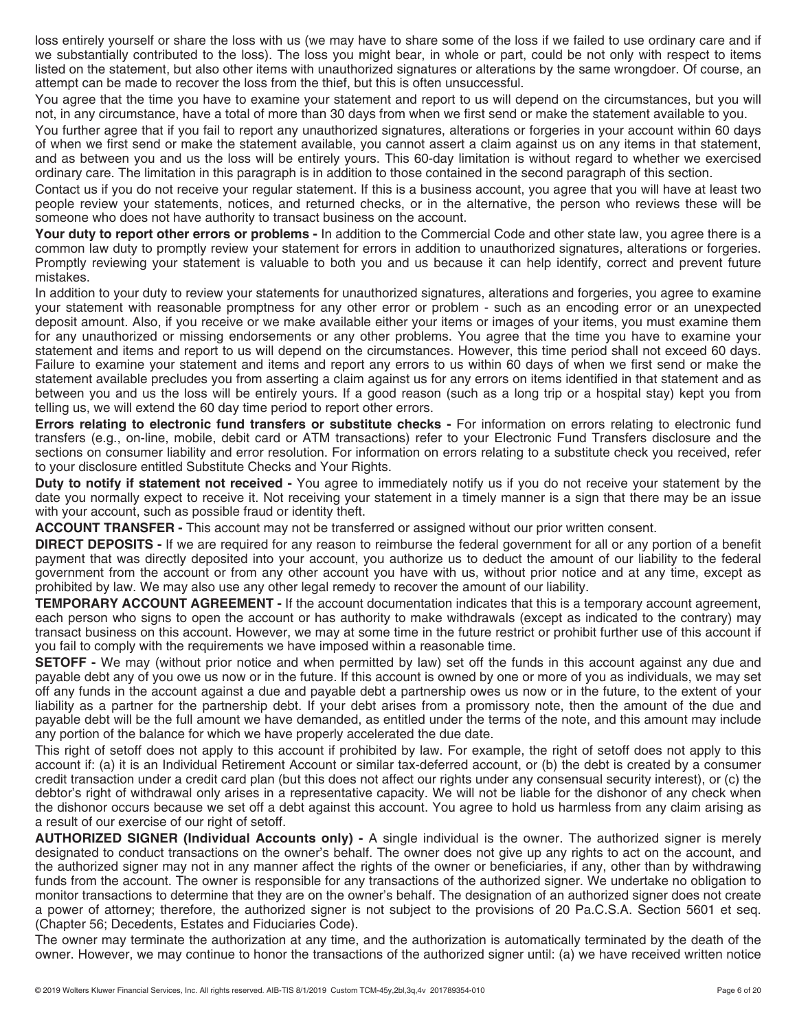loss entirely yourself or share the loss with us (we may have to share some of the loss if we failed to use ordinary care and if we substantially contributed to the loss). The loss you might bear, in whole or part, could be not only with respect to items listed on the statement, but also other items with unauthorized signatures or alterations by the same wrongdoer. Of course, an attempt can be made to recover the loss from the thief, but this is often unsuccessful.

You agree that the time you have to examine your statement and report to us will depend on the circumstances, but you will not, in any circumstance, have a total of more than 30 days from when we first send or make the statement available to you.

You further agree that if you fail to report any unauthorized signatures, alterations or forgeries in your account within 60 days of when we first send or make the statement available, you cannot assert a claim against us on any items in that statement, and as between you and us the loss will be entirely yours. This 60-day limitation is without regard to whether we exercised ordinary care. The limitation in this paragraph is in addition to those contained in the second paragraph of this section.

Contact us if you do not receive your regular statement. If this is a business account, you agree that you will have at least two people review your statements, notices, and returned checks, or in the alternative, the person who reviews these will be someone who does not have authority to transact business on the account.

**Your duty to report other errors or problems -** In addition to the Commercial Code and other state law, you agree there is a common law duty to promptly review your statement for errors in addition to unauthorized signatures, alterations or forgeries. Promptly reviewing your statement is valuable to both you and us because it can help identify, correct and prevent future mistakes.

In addition to your duty to review your statements for unauthorized signatures, alterations and forgeries, you agree to examine your statement with reasonable promptness for any other error or problem - such as an encoding error or an unexpected deposit amount. Also, if you receive or we make available either your items or images of your items, you must examine them for any unauthorized or missing endorsements or any other problems. You agree that the time you have to examine your statement and items and report to us will depend on the circumstances. However, this time period shall not exceed 60 days. Failure to examine your statement and items and report any errors to us within 60 days of when we first send or make the statement available precludes you from asserting a claim against us for any errors on items identified in that statement and as between you and us the loss will be entirely yours. If a good reason (such as a long trip or a hospital stay) kept you from telling us, we will extend the 60 day time period to report other errors.

**Errors relating to electronic fund transfers or substitute checks -** For information on errors relating to electronic fund transfers (e.g., on-line, mobile, debit card or ATM transactions) refer to your Electronic Fund Transfers disclosure and the sections on consumer liability and error resolution. For information on errors relating to a substitute check you received, refer to your disclosure entitled Substitute Checks and Your Rights.

**Duty to notify if statement not received -** You agree to immediately notify us if you do not receive your statement by the date you normally expect to receive it. Not receiving your statement in a timely manner is a sign that there may be an issue with your account, such as possible fraud or identity theft.

**ACCOUNT TRANSFER -** This account may not be transferred or assigned without our prior written consent.

**DIRECT DEPOSITS -** If we are required for any reason to reimburse the federal government for all or any portion of a benefit payment that was directly deposited into your account, you authorize us to deduct the amount of our liability to the federal government from the account or from any other account you have with us, without prior notice and at any time, except as prohibited by law. We may also use any other legal remedy to recover the amount of our liability.

**TEMPORARY ACCOUNT AGREEMENT -** If the account documentation indicates that this is a temporary account agreement, each person who signs to open the account or has authority to make withdrawals (except as indicated to the contrary) may transact business on this account. However, we may at some time in the future restrict or prohibit further use of this account if you fail to comply with the requirements we have imposed within a reasonable time.

**SETOFF -** We may (without prior notice and when permitted by law) set off the funds in this account against any due and payable debt any of you owe us now or in the future. If this account is owned by one or more of you as individuals, we may set off any funds in the account against a due and payable debt a partnership owes us now or in the future, to the extent of your liability as a partner for the partnership debt. If your debt arises from a promissory note, then the amount of the due and payable debt will be the full amount we have demanded, as entitled under the terms of the note, and this amount may include any portion of the balance for which we have properly accelerated the due date.

This right of setoff does not apply to this account if prohibited by law. For example, the right of setoff does not apply to this account if: (a) it is an Individual Retirement Account or similar tax-deferred account, or (b) the debt is created by a consumer credit transaction under a credit card plan (but this does not affect our rights under any consensual security interest), or (c) the debtor's right of withdrawal only arises in a representative capacity. We will not be liable for the dishonor of any check when the dishonor occurs because we set off a debt against this account. You agree to hold us harmless from any claim arising as a result of our exercise of our right of setoff.

**AUTHORIZED SIGNER (Individual Accounts only) -** A single individual is the owner. The authorized signer is merely designated to conduct transactions on the owner's behalf. The owner does not give up any rights to act on the account, and the authorized signer may not in any manner affect the rights of the owner or beneficiaries, if any, other than by withdrawing funds from the account. The owner is responsible for any transactions of the authorized signer. We undertake no obligation to monitor transactions to determine that they are on the owner's behalf. The designation of an authorized signer does not create a power of attorney; therefore, the authorized signer is not subject to the provisions of 20 Pa.C.S.A. Section 5601 et seq. (Chapter 56; Decedents, Estates and Fiduciaries Code).

The owner may terminate the authorization at any time, and the authorization is automatically terminated by the death of the owner. However, we may continue to honor the transactions of the authorized signer until: (a) we have received written notice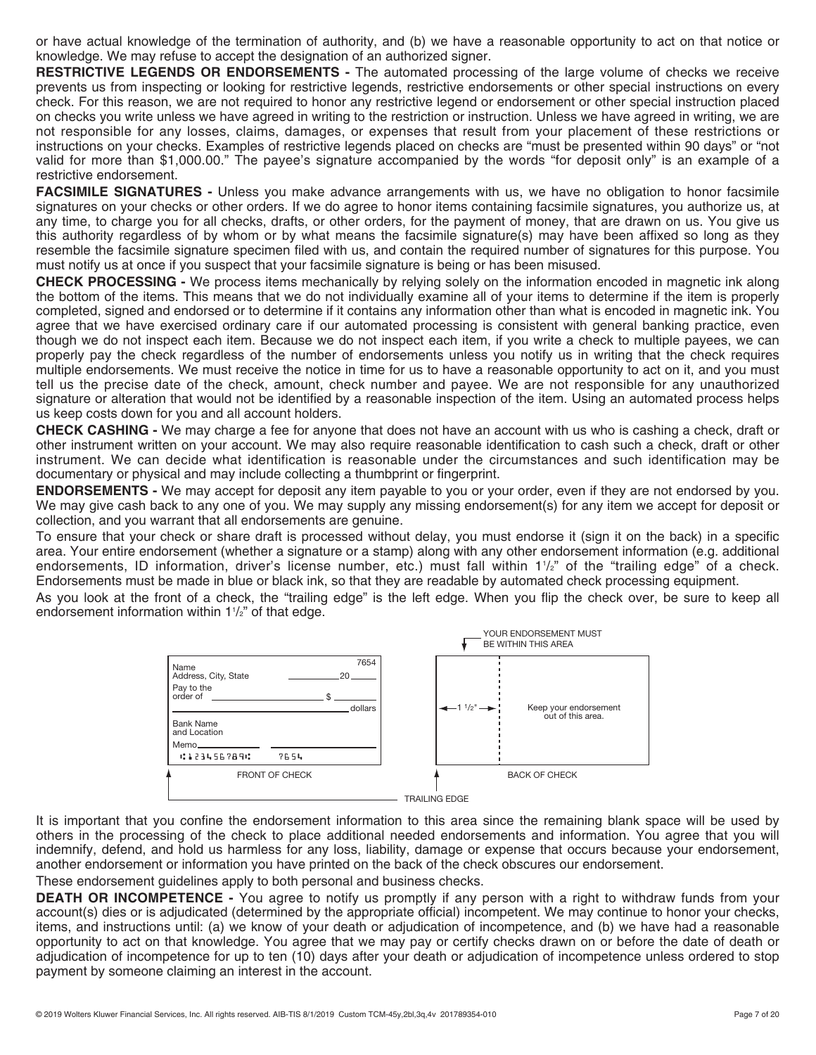or have actual knowledge of the termination of authority, and (b) we have a reasonable opportunity to act on that notice or knowledge. We may refuse to accept the designation of an authorized signer.

**RESTRICTIVE LEGENDS OR ENDORSEMENTS -** The automated processing of the large volume of checks we receive prevents us from inspecting or looking for restrictive legends, restrictive endorsements or other special instructions on every check. For this reason, we are not required to honor any restrictive legend or endorsement or other special instruction placed on checks you write unless we have agreed in writing to the restriction or instruction. Unless we have agreed in writing, we are not responsible for any losses, claims, damages, or expenses that result from your placement of these restrictions or instructions on your checks. Examples of restrictive legends placed on checks are "must be presented within 90 days" or "not valid for more than $1,000.00." The payee's signature accompanied by the words "for deposit only" is an example of a restrictive endorsement.

**FACSIMILE SIGNATURES -** Unless you make advance arrangements with us, we have no obligation to honor facsimile signatures on your checks or other orders. If we do agree to honor items containing facsimile signatures, you authorize us, at any time, to charge you for all checks, drafts, or other orders, for the payment of money, that are drawn on us. You give us this authority regardless of by whom or by what means the facsimile signature(s) may have been affixed so long as they resemble the facsimile signature specimen filed with us, and contain the required number of signatures for this purpose. You must notify us at once if you suspect that your facsimile signature is being or has been misused.

**CHECK PROCESSING -** We process items mechanically by relying solely on the information encoded in magnetic ink along the bottom of the items. This means that we do not individually examine all of your items to determine if the item is properly completed, signed and endorsed or to determine if it contains any information other than what is encoded in magnetic ink. You agree that we have exercised ordinary care if our automated processing is consistent with general banking practice, even though we do not inspect each item. Because we do not inspect each item, if you write a check to multiple payees, we can properly pay the check regardless of the number of endorsements unless you notify us in writing that the check requires multiple endorsements. We must receive the notice in time for us to have a reasonable opportunity to act on it, and you must tell us the precise date of the check, amount, check number and payee. We are not responsible for any unauthorized signature or alteration that would not be identified by a reasonable inspection of the item. Using an automated process helps us keep costs down for you and all account holders.

**CHECK CASHING -** We may charge a fee for anyone that does not have an account with us who is cashing a check, draft or other instrument written on your account. We may also require reasonable identification to cash such a check, draft or other instrument. We can decide what identification is reasonable under the circumstances and such identification may be documentary or physical and may include collecting a thumbprint or fingerprint.

**ENDORSEMENTS -** We may accept for deposit any item payable to you or your order, even if they are not endorsed by you. We may give cash back to any one of you. We may supply any missing endorsement(s) for any item we accept for deposit or collection, and you warrant that all endorsements are genuine.

To ensure that your check or share draft is processed without delay, you must endorse it (sign it on the back) in a specific area. Your entire endorsement (whether a signature or a stamp) along with any other endorsement information (e.g. additional endorsements, ID information, driver's license number, etc.) must fall within 1½" of the "trailing edge" of a check. Endorsements must be made in blue or black ink, so that they are readable by automated check processing equipment.

As you look at the front of a check, the "trailing edge" is the left edge. When you flip the check over, be sure to keep all endorsement information within 1½" of that edge.

YOUR ENDORSEMENT MUST BE WITHIN THIS AREA

Name
Address, City, State — 7654 — 20____
Pay to the order of ____________ $ ______
____________ dollars
Bank Name and Location
Memo____________
⑆123456789⑆ 7654

FRONT OF CHECK

← 1 ½" → | Keep your endorsement out of this area.

BACK OF CHECK

TRAILING EDGE

It is important that you confine the endorsement information to this area since the remaining blank space will be used by others in the processing of the check to place additional needed endorsements and information. You agree that you will indemnify, defend, and hold us harmless for any loss, liability, damage or expense that occurs because your endorsement, another endorsement or information you have printed on the back of the check obscures our endorsement.

These endorsement guidelines apply to both personal and business checks.

**DEATH OR INCOMPETENCE -** You agree to notify us promptly if any person with a right to withdraw funds from your account(s) dies or is adjudicated (determined by the appropriate official) incompetent. We may continue to honor your checks, items, and instructions until: (a) we know of your death or adjudication of incompetence, and (b) we have had a reasonable opportunity to act on that knowledge. You agree that we may pay or certify checks drawn on or before the date of death or adjudication of incompetence for up to ten (10) days after your death or adjudication of incompetence unless ordered to stop payment by someone claiming an interest in the account.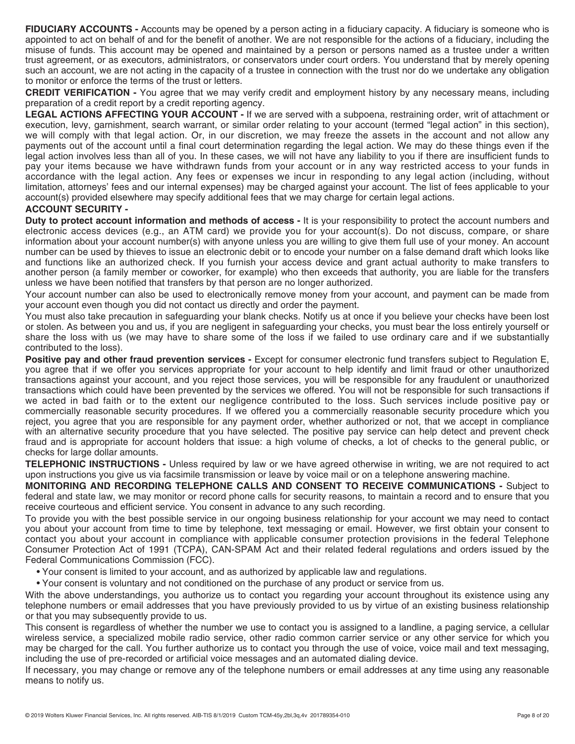**FIDUCIARY ACCOUNTS -** Accounts may be opened by a person acting in a fiduciary capacity. A fiduciary is someone who is appointed to act on behalf of and for the benefit of another. We are not responsible for the actions of a fiduciary, including the misuse of funds. This account may be opened and maintained by a person or persons named as a trustee under a written trust agreement, or as executors, administrators, or conservators under court orders. You understand that by merely opening such an account, we are not acting in the capacity of a trustee in connection with the trust nor do we undertake any obligation to monitor or enforce the terms of the trust or letters.

**CREDIT VERIFICATION -** You agree that we may verify credit and employment history by any necessary means, including preparation of a credit report by a credit reporting agency.

**LEGAL ACTIONS AFFECTING YOUR ACCOUNT -** If we are served with a subpoena, restraining order, writ of attachment or execution, levy, garnishment, search warrant, or similar order relating to your account (termed "legal action" in this section), we will comply with that legal action. Or, in our discretion, we may freeze the assets in the account and not allow any payments out of the account until a final court determination regarding the legal action. We may do these things even if the legal action involves less than all of you. In these cases, we will not have any liability to you if there are insufficient funds to pay your items because we have withdrawn funds from your account or in any way restricted access to your funds in accordance with the legal action. Any fees or expenses we incur in responding to any legal action (including, without limitation, attorneys' fees and our internal expenses) may be charged against your account. The list of fees applicable to your account(s) provided elsewhere may specify additional fees that we may charge for certain legal actions.

**ACCOUNT SECURITY -**

**Duty to protect account information and methods of access -** It is your responsibility to protect the account numbers and electronic access devices (e.g., an ATM card) we provide you for your account(s). Do not discuss, compare, or share information about your account number(s) with anyone unless you are willing to give them full use of your money. An account number can be used by thieves to issue an electronic debit or to encode your number on a false demand draft which looks like and functions like an authorized check. If you furnish your access device and grant actual authority to make transfers to another person (a family member or coworker, for example) who then exceeds that authority, you are liable for the transfers unless we have been notified that transfers by that person are no longer authorized.

Your account number can also be used to electronically remove money from your account, and payment can be made from your account even though you did not contact us directly and order the payment.

You must also take precaution in safeguarding your blank checks. Notify us at once if you believe your checks have been lost or stolen. As between you and us, if you are negligent in safeguarding your checks, you must bear the loss entirely yourself or share the loss with us (we may have to share some of the loss if we failed to use ordinary care and if we substantially contributed to the loss).

**Positive pay and other fraud prevention services -** Except for consumer electronic fund transfers subject to Regulation E, you agree that if we offer you services appropriate for your account to help identify and limit fraud or other unauthorized transactions against your account, and you reject those services, you will be responsible for any fraudulent or unauthorized transactions which could have been prevented by the services we offered. You will not be responsible for such transactions if we acted in bad faith or to the extent our negligence contributed to the loss. Such services include positive pay or commercially reasonable security procedures. If we offered you a commercially reasonable security procedure which you reject, you agree that you are responsible for any payment order, whether authorized or not, that we accept in compliance with an alternative security procedure that you have selected. The positive pay service can help detect and prevent check fraud and is appropriate for account holders that issue: a high volume of checks, a lot of checks to the general public, or checks for large dollar amounts.

**TELEPHONIC INSTRUCTIONS -** Unless required by law or we have agreed otherwise in writing, we are not required to act upon instructions you give us via facsimile transmission or leave by voice mail or on a telephone answering machine.

**MONITORING AND RECORDING TELEPHONE CALLS AND CONSENT TO RECEIVE COMMUNICATIONS -** Subject to federal and state law, we may monitor or record phone calls for security reasons, to maintain a record and to ensure that you receive courteous and efficient service. You consent in advance to any such recording.

To provide you with the best possible service in our ongoing business relationship for your account we may need to contact you about your account from time to time by telephone, text messaging or email. However, we first obtain your consent to contact you about your account in compliance with applicable consumer protection provisions in the federal Telephone Consumer Protection Act of 1991 (TCPA), CAN-SPAM Act and their related federal regulations and orders issued by the Federal Communications Commission (FCC).

- Your consent is limited to your account, and as authorized by applicable law and regulations.
- Your consent is voluntary and not conditioned on the purchase of any product or service from us.

With the above understandings, you authorize us to contact you regarding your account throughout its existence using any telephone numbers or email addresses that you have previously provided to us by virtue of an existing business relationship or that you may subsequently provide to us.

This consent is regardless of whether the number we use to contact you is assigned to a landline, a paging service, a cellular wireless service, a specialized mobile radio service, other radio common carrier service or any other service for which you may be charged for the call. You further authorize us to contact you through the use of voice, voice mail and text messaging, including the use of pre-recorded or artificial voice messages and an automated dialing device.

If necessary, you may change or remove any of the telephone numbers or email addresses at any time using any reasonable means to notify us.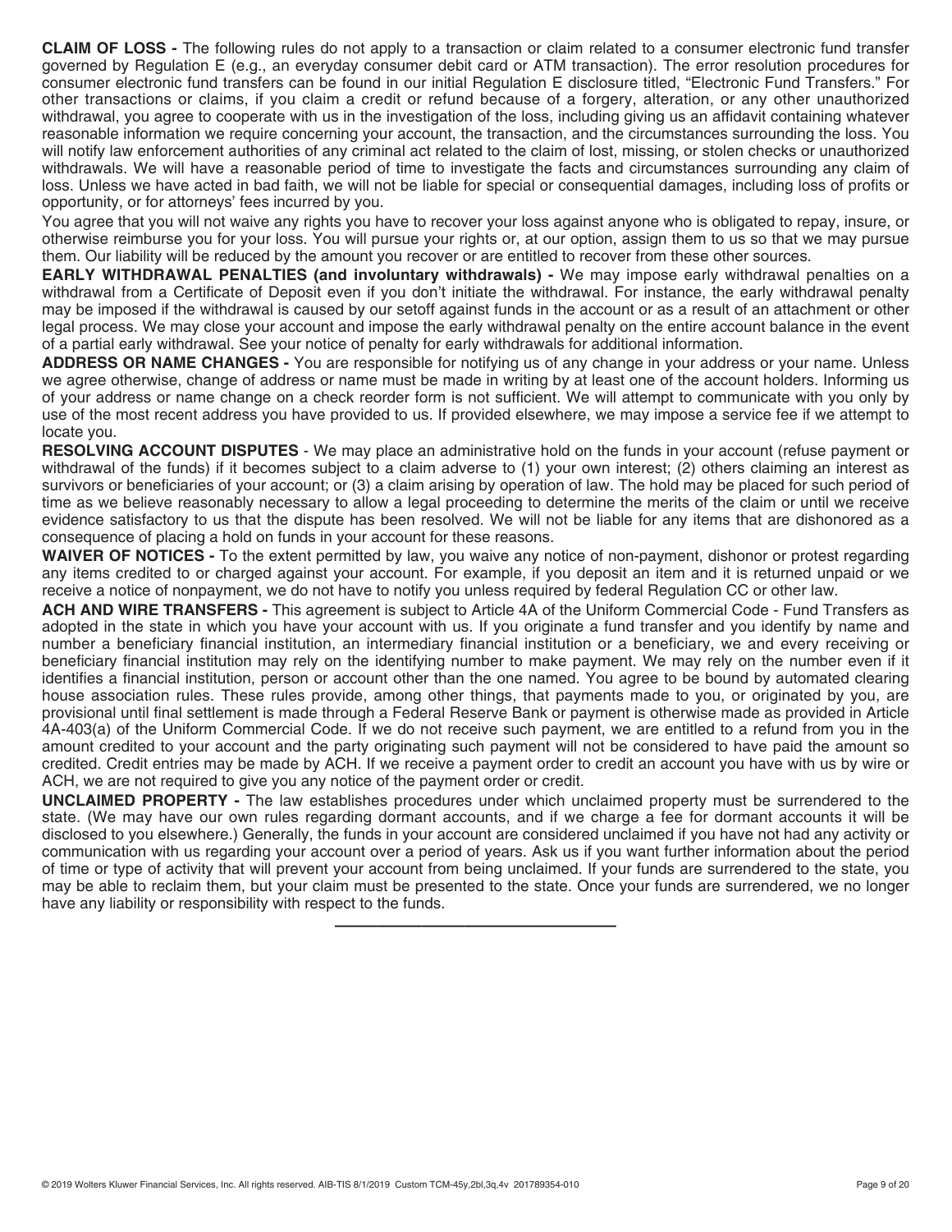**CLAIM OF LOSS -** The following rules do not apply to a transaction or claim related to a consumer electronic fund transfer governed by Regulation E (e.g., an everyday consumer debit card or ATM transaction). The error resolution procedures for consumer electronic fund transfers can be found in our initial Regulation E disclosure titled, "Electronic Fund Transfers." For other transactions or claims, if you claim a credit or refund because of a forgery, alteration, or any other unauthorized withdrawal, you agree to cooperate with us in the investigation of the loss, including giving us an affidavit containing whatever reasonable information we require concerning your account, the transaction, and the circumstances surrounding the loss. You will notify law enforcement authorities of any criminal act related to the claim of lost, missing, or stolen checks or unauthorized withdrawals. We will have a reasonable period of time to investigate the facts and circumstances surrounding any claim of loss. Unless we have acted in bad faith, we will not be liable for special or consequential damages, including loss of profits or opportunity, or for attorneys' fees incurred by you.

You agree that you will not waive any rights you have to recover your loss against anyone who is obligated to repay, insure, or otherwise reimburse you for your loss. You will pursue your rights or, at our option, assign them to us so that we may pursue them. Our liability will be reduced by the amount you recover or are entitled to recover from these other sources.

**EARLY WITHDRAWAL PENALTIES (and involuntary withdrawals) -** We may impose early withdrawal penalties on a withdrawal from a Certificate of Deposit even if you don't initiate the withdrawal. For instance, the early withdrawal penalty may be imposed if the withdrawal is caused by our setoff against funds in the account or as a result of an attachment or other legal process. We may close your account and impose the early withdrawal penalty on the entire account balance in the event of a partial early withdrawal. See your notice of penalty for early withdrawals for additional information.

**ADDRESS OR NAME CHANGES -** You are responsible for notifying us of any change in your address or your name. Unless we agree otherwise, change of address or name must be made in writing by at least one of the account holders. Informing us of your address or name change on a check reorder form is not sufficient. We will attempt to communicate with you only by use of the most recent address you have provided to us. If provided elsewhere, we may impose a service fee if we attempt to locate you.

**RESOLVING ACCOUNT DISPUTES** - We may place an administrative hold on the funds in your account (refuse payment or withdrawal of the funds) if it becomes subject to a claim adverse to (1) your own interest; (2) others claiming an interest as survivors or beneficiaries of your account; or (3) a claim arising by operation of law. The hold may be placed for such period of time as we believe reasonably necessary to allow a legal proceeding to determine the merits of the claim or until we receive evidence satisfactory to us that the dispute has been resolved. We will not be liable for any items that are dishonored as a consequence of placing a hold on funds in your account for these reasons.

**WAIVER OF NOTICES -** To the extent permitted by law, you waive any notice of non-payment, dishonor or protest regarding any items credited to or charged against your account. For example, if you deposit an item and it is returned unpaid or we receive a notice of nonpayment, we do not have to notify you unless required by federal Regulation CC or other law.

**ACH AND WIRE TRANSFERS -** This agreement is subject to Article 4A of the Uniform Commercial Code - Fund Transfers as adopted in the state in which you have your account with us. If you originate a fund transfer and you identify by name and number a beneficiary financial institution, an intermediary financial institution or a beneficiary, we and every receiving or beneficiary financial institution may rely on the identifying number to make payment. We may rely on the number even if it identifies a financial institution, person or account other than the one named. You agree to be bound by automated clearing house association rules. These rules provide, among other things, that payments made to you, or originated by you, are provisional until final settlement is made through a Federal Reserve Bank or payment is otherwise made as provided in Article 4A-403(a) of the Uniform Commercial Code. If we do not receive such payment, we are entitled to a refund from you in the amount credited to your account and the party originating such payment will not be considered to have paid the amount so credited. Credit entries may be made by ACH. If we receive a payment order to credit an account you have with us by wire or ACH, we are not required to give you any notice of the payment order or credit.

**UNCLAIMED PROPERTY -** The law establishes procedures under which unclaimed property must be surrendered to the state. (We may have our own rules regarding dormant accounts, and if we charge a fee for dormant accounts it will be disclosed to you elsewhere.) Generally, the funds in your account are considered unclaimed if you have not had any activity or communication with us regarding your account over a period of years. Ask us if you want further information about the period of time or type of activity that will prevent your account from being unclaimed. If your funds are surrendered to the state, you may be able to reclaim them, but your claim must be presented to the state. Once your funds are surrendered, we no longer have any liability or responsibility with respect to the funds.

---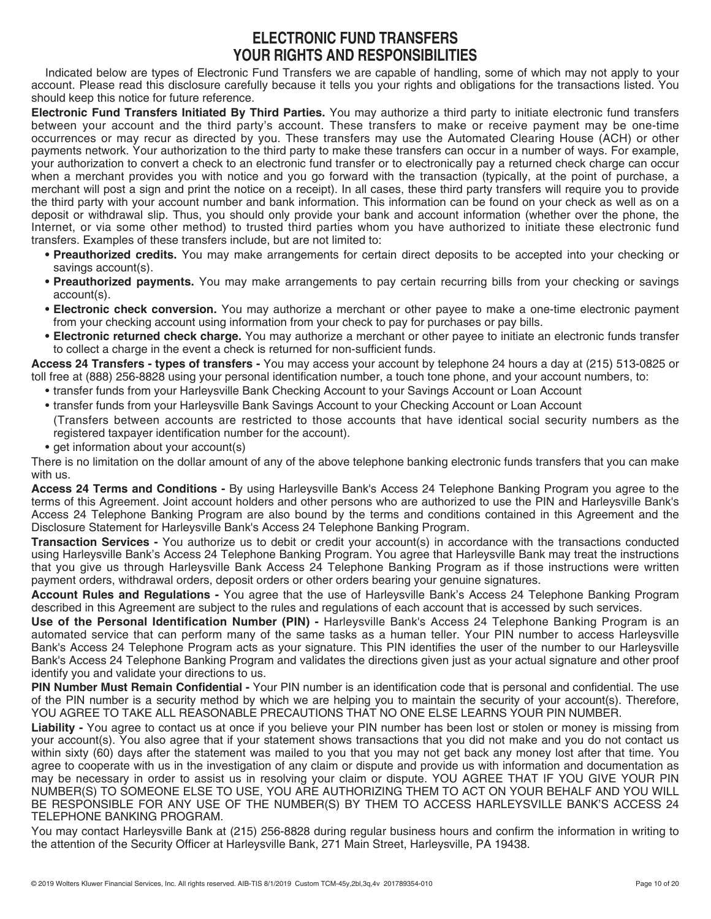# ELECTRONIC FUND TRANSFERS
# YOUR RIGHTS AND RESPONSIBILITIES

Indicated below are types of Electronic Fund Transfers we are capable of handling, some of which may not apply to your account. Please read this disclosure carefully because it tells you your rights and obligations for the transactions listed. You should keep this notice for future reference.

**Electronic Fund Transfers Initiated By Third Parties.** You may authorize a third party to initiate electronic fund transfers between your account and the third party's account. These transfers to make or receive payment may be one-time occurrences or may recur as directed by you. These transfers may use the Automated Clearing House (ACH) or other payments network. Your authorization to the third party to make these transfers can occur in a number of ways. For example, your authorization to convert a check to an electronic fund transfer or to electronically pay a returned check charge can occur when a merchant provides you with notice and you go forward with the transaction (typically, at the point of purchase, a merchant will post a sign and print the notice on a receipt). In all cases, these third party transfers will require you to provide the third party with your account number and bank information. This information can be found on your check as well as on a deposit or withdrawal slip. Thus, you should only provide your bank and account information (whether over the phone, the Internet, or via some other method) to trusted third parties whom you have authorized to initiate these electronic fund transfers. Examples of these transfers include, but are not limited to:

- **Preauthorized credits.** You may make arrangements for certain direct deposits to be accepted into your checking or savings account(s).
- **Preauthorized payments.** You may make arrangements to pay certain recurring bills from your checking or savings account(s).
- **Electronic check conversion.** You may authorize a merchant or other payee to make a one-time electronic payment from your checking account using information from your check to pay for purchases or pay bills.
- **Electronic returned check charge.** You may authorize a merchant or other payee to initiate an electronic funds transfer to collect a charge in the event a check is returned for non-sufficient funds.

**Access 24 Transfers - types of transfers -** You may access your account by telephone 24 hours a day at (215) 513-0825 or toll free at (888) 256-8828 using your personal identification number, a touch tone phone, and your account numbers, to:

- transfer funds from your Harleysville Bank Checking Account to your Savings Account or Loan Account
- transfer funds from your Harleysville Bank Savings Account to your Checking Account or Loan Account

  (Transfers between accounts are restricted to those accounts that have identical social security numbers as the registered taxpayer identification number for the account).
- get information about your account(s)

There is no limitation on the dollar amount of any of the above telephone banking electronic funds transfers that you can make with us.

**Access 24 Terms and Conditions -** By using Harleysville Bank's Access 24 Telephone Banking Program you agree to the terms of this Agreement. Joint account holders and other persons who are authorized to use the PIN and Harleysville Bank's Access 24 Telephone Banking Program are also bound by the terms and conditions contained in this Agreement and the Disclosure Statement for Harleysville Bank's Access 24 Telephone Banking Program.

**Transaction Services -** You authorize us to debit or credit your account(s) in accordance with the transactions conducted using Harleysville Bank's Access 24 Telephone Banking Program. You agree that Harleysville Bank may treat the instructions that you give us through Harleysville Bank Access 24 Telephone Banking Program as if those instructions were written payment orders, withdrawal orders, deposit orders or other orders bearing your genuine signatures.

**Account Rules and Regulations -** You agree that the use of Harleysville Bank's Access 24 Telephone Banking Program described in this Agreement are subject to the rules and regulations of each account that is accessed by such services.

**Use of the Personal Identification Number (PIN) -** Harleysville Bank's Access 24 Telephone Banking Program is an automated service that can perform many of the same tasks as a human teller. Your PIN number to access Harleysville Bank's Access 24 Telephone Program acts as your signature. This PIN identifies the user of the number to our Harleysville Bank's Access 24 Telephone Banking Program and validates the directions given just as your actual signature and other proof identify you and validate your directions to us.

**PIN Number Must Remain Confidential -** Your PIN number is an identification code that is personal and confidential. The use of the PIN number is a security method by which we are helping you to maintain the security of your account(s). Therefore, YOU AGREE TO TAKE ALL REASONABLE PRECAUTIONS THAT NO ONE ELSE LEARNS YOUR PIN NUMBER.

**Liability -** You agree to contact us at once if you believe your PIN number has been lost or stolen or money is missing from your account(s). You also agree that if your statement shows transactions that you did not make and you do not contact us within sixty (60) days after the statement was mailed to you that you may not get back any money lost after that time. You agree to cooperate with us in the investigation of any claim or dispute and provide us with information and documentation as may be necessary in order to assist us in resolving your claim or dispute. YOU AGREE THAT IF YOU GIVE YOUR PIN NUMBER(S) TO SOMEONE ELSE TO USE, YOU ARE AUTHORIZING THEM TO ACT ON YOUR BEHALF AND YOU WILL BE RESPONSIBLE FOR ANY USE OF THE NUMBER(S) BY THEM TO ACCESS HARLEYSVILLE BANK'S ACCESS 24 TELEPHONE BANKING PROGRAM.

You may contact Harleysville Bank at (215) 256-8828 during regular business hours and confirm the information in writing to the attention of the Security Officer at Harleysville Bank, 271 Main Street, Harleysville, PA 19438.

© 2019 Wolters Kluwer Financial Services, Inc. All rights reserved. AIB-TIS 8/1/2019 Custom TCM-45y,2bl,3q,4v 201789354-010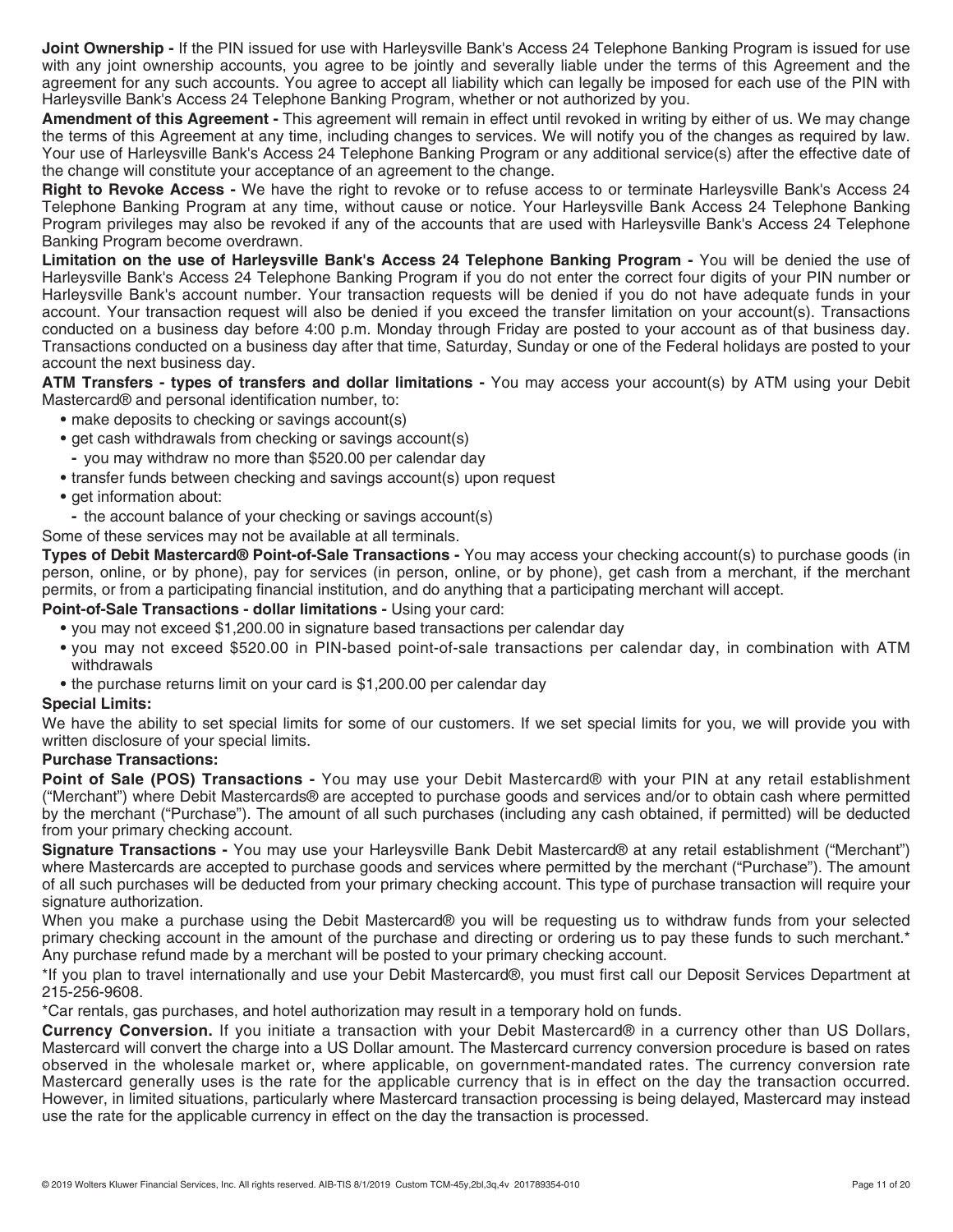**Joint Ownership -** If the PIN issued for use with Harleysville Bank's Access 24 Telephone Banking Program is issued for use with any joint ownership accounts, you agree to be jointly and severally liable under the terms of this Agreement and the agreement for any such accounts. You agree to accept all liability which can legally be imposed for each use of the PIN with Harleysville Bank's Access 24 Telephone Banking Program, whether or not authorized by you.

**Amendment of this Agreement -** This agreement will remain in effect until revoked in writing by either of us. We may change the terms of this Agreement at any time, including changes to services. We will notify you of the changes as required by law. Your use of Harleysville Bank's Access 24 Telephone Banking Program or any additional service(s) after the effective date of the change will constitute your acceptance of an agreement to the change.

**Right to Revoke Access -** We have the right to revoke or to refuse access to or terminate Harleysville Bank's Access 24 Telephone Banking Program at any time, without cause or notice. Your Harleysville Bank Access 24 Telephone Banking Program privileges may also be revoked if any of the accounts that are used with Harleysville Bank's Access 24 Telephone Banking Program become overdrawn.

**Limitation on the use of Harleysville Bank's Access 24 Telephone Banking Program -** You will be denied the use of Harleysville Bank's Access 24 Telephone Banking Program if you do not enter the correct four digits of your PIN number or Harleysville Bank's account number. Your transaction requests will be denied if you do not have adequate funds in your account. Your transaction request will also be denied if you exceed the transfer limitation on your account(s). Transactions conducted on a business day before 4:00 p.m. Monday through Friday are posted to your account as of that business day. Transactions conducted on a business day after that time, Saturday, Sunday or one of the Federal holidays are posted to your account the next business day.

**ATM Transfers - types of transfers and dollar limitations -** You may access your account(s) by ATM using your Debit Mastercard® and personal identification number, to:

- make deposits to checking or savings account(s)
- get cash withdrawals from checking or savings account(s)
  - you may withdraw no more than $520.00 per calendar day
- transfer funds between checking and savings account(s) upon request
- get information about:
  - the account balance of your checking or savings account(s)

Some of these services may not be available at all terminals.

**Types of Debit Mastercard® Point-of-Sale Transactions -** You may access your checking account(s) to purchase goods (in person, online, or by phone), pay for services (in person, online, or by phone), get cash from a merchant, if the merchant permits, or from a participating financial institution, and do anything that a participating merchant will accept.

**Point-of-Sale Transactions - dollar limitations -** Using your card:

- you may not exceed $1,200.00 in signature based transactions per calendar day
- you may not exceed $520.00 in PIN-based point-of-sale transactions per calendar day, in combination with ATM withdrawals
- the purchase returns limit on your card is $1,200.00 per calendar day

**Special Limits:**

We have the ability to set special limits for some of our customers. If we set special limits for you, we will provide you with written disclosure of your special limits.

**Purchase Transactions:**

**Point of Sale (POS) Transactions -** You may use your Debit Mastercard® with your PIN at any retail establishment ("Merchant") where Debit Mastercards® are accepted to purchase goods and services and/or to obtain cash where permitted by the merchant ("Purchase"). The amount of all such purchases (including any cash obtained, if permitted) will be deducted from your primary checking account.

**Signature Transactions -** You may use your Harleysville Bank Debit Mastercard® at any retail establishment ("Merchant") where Mastercards are accepted to purchase goods and services where permitted by the merchant ("Purchase"). The amount of all such purchases will be deducted from your primary checking account. This type of purchase transaction will require your signature authorization.

When you make a purchase using the Debit Mastercard® you will be requesting us to withdraw funds from your selected primary checking account in the amount of the purchase and directing or ordering us to pay these funds to such merchant.* Any purchase refund made by a merchant will be posted to your primary checking account.

*If you plan to travel internationally and use your Debit Mastercard®, you must first call our Deposit Services Department at 215-256-9608.

*Car rentals, gas purchases, and hotel authorization may result in a temporary hold on funds.

**Currency Conversion.** If you initiate a transaction with your Debit Mastercard® in a currency other than US Dollars, Mastercard will convert the charge into a US Dollar amount. The Mastercard currency conversion procedure is based on rates observed in the wholesale market or, where applicable, on government-mandated rates. The currency conversion rate Mastercard generally uses is the rate for the applicable currency that is in effect on the day the transaction occurred. However, in limited situations, particularly where Mastercard transaction processing is being delayed, Mastercard may instead use the rate for the applicable currency in effect on the day the transaction is processed.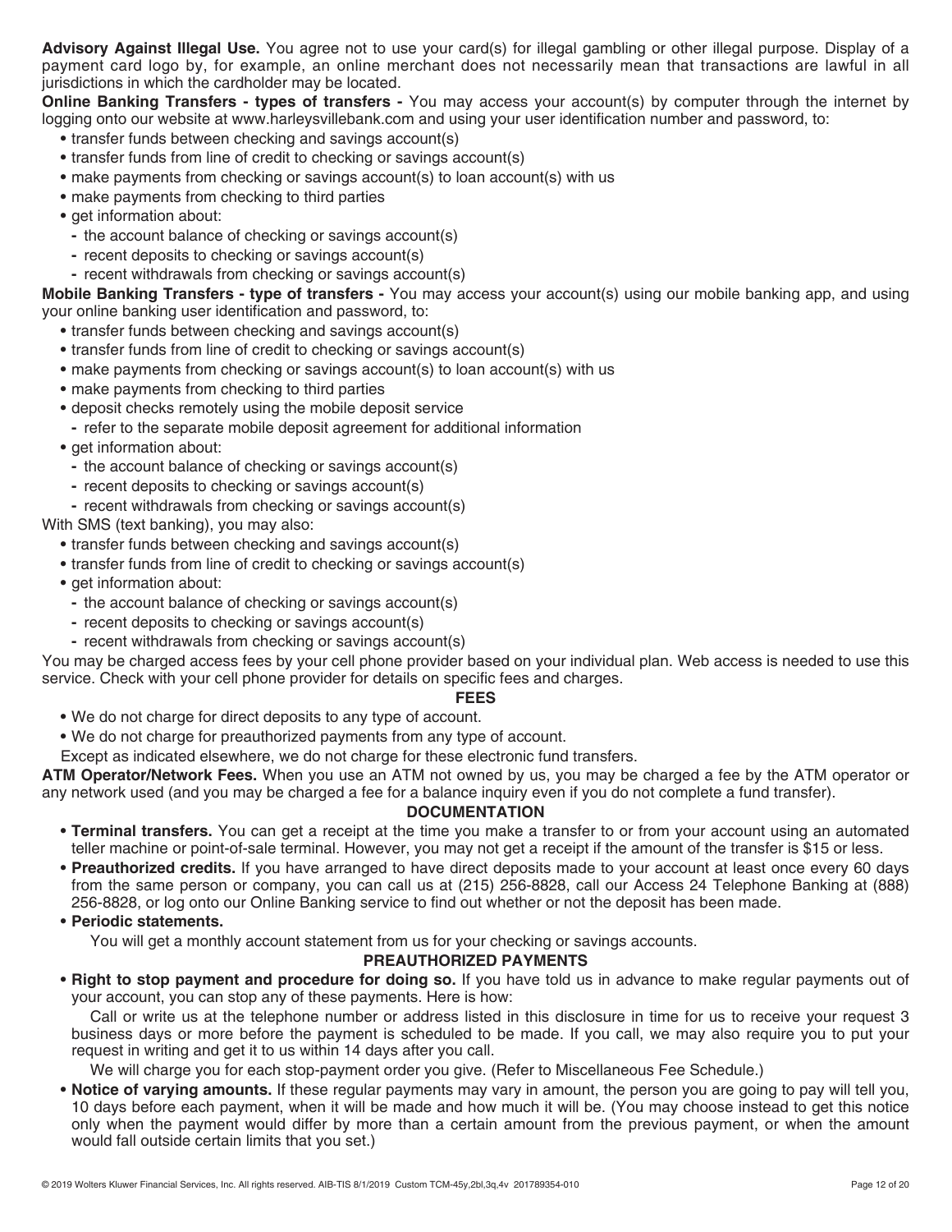**Advisory Against Illegal Use.** You agree not to use your card(s) for illegal gambling or other illegal purpose. Display of a payment card logo by, for example, an online merchant does not necessarily mean that transactions are lawful in all jurisdictions in which the cardholder may be located.

**Online Banking Transfers - types of transfers -** You may access your account(s) by computer through the internet by logging onto our website at www.harleysvillebank.com and using your user identification number and password, to:

- transfer funds between checking and savings account(s)
- transfer funds from line of credit to checking or savings account(s)
- make payments from checking or savings account(s) to loan account(s) with us
- make payments from checking to third parties
- get information about:
  - the account balance of checking or savings account(s)
  - recent deposits to checking or savings account(s)
  - recent withdrawals from checking or savings account(s)

**Mobile Banking Transfers - type of transfers -** You may access your account(s) using our mobile banking app, and using your online banking user identification and password, to:

- transfer funds between checking and savings account(s)
- transfer funds from line of credit to checking or savings account(s)
- make payments from checking or savings account(s) to loan account(s) with us
- make payments from checking to third parties
- deposit checks remotely using the mobile deposit service
  - refer to the separate mobile deposit agreement for additional information
- get information about:
  - the account balance of checking or savings account(s)
  - recent deposits to checking or savings account(s)
  - recent withdrawals from checking or savings account(s)

With SMS (text banking), you may also:

- transfer funds between checking and savings account(s)
- transfer funds from line of credit to checking or savings account(s)
- get information about:
  - the account balance of checking or savings account(s)
  - recent deposits to checking or savings account(s)
  - recent withdrawals from checking or savings account(s)

You may be charged access fees by your cell phone provider based on your individual plan. Web access is needed to use this service. Check with your cell phone provider for details on specific fees and charges.

## FEES

- We do not charge for direct deposits to any type of account.
- We do not charge for preauthorized payments from any type of account.

Except as indicated elsewhere, we do not charge for these electronic fund transfers.

**ATM Operator/Network Fees.** When you use an ATM not owned by us, you may be charged a fee by the ATM operator or any network used (and you may be charged a fee for a balance inquiry even if you do not complete a fund transfer).

## DOCUMENTATION

- **Terminal transfers.** You can get a receipt at the time you make a transfer to or from your account using an automated teller machine or point-of-sale terminal. However, you may not get a receipt if the amount of the transfer is $15 or less.
- **Preauthorized credits.** If you have arranged to have direct deposits made to your account at least once every 60 days from the same person or company, you can call us at (215) 256-8828, call our Access 24 Telephone Banking at (888) 256-8828, or log onto our Online Banking service to find out whether or not the deposit has been made.
- **Periodic statements.**

  You will get a monthly account statement from us for your checking or savings accounts.

## PREAUTHORIZED PAYMENTS

- **Right to stop payment and procedure for doing so.** If you have told us in advance to make regular payments out of your account, you can stop any of these payments. Here is how:

  Call or write us at the telephone number or address listed in this disclosure in time for us to receive your request 3 business days or more before the payment is scheduled to be made. If you call, we may also require you to put your request in writing and get it to us within 14 days after you call.

  We will charge you for each stop-payment order you give. (Refer to Miscellaneous Fee Schedule.)

- **Notice of varying amounts.** If these regular payments may vary in amount, the person you are going to pay will tell you, 10 days before each payment, when it will be made and how much it will be. (You may choose instead to get this notice only when the payment would differ by more than a certain amount from the previous payment, or when the amount would fall outside certain limits that you set.)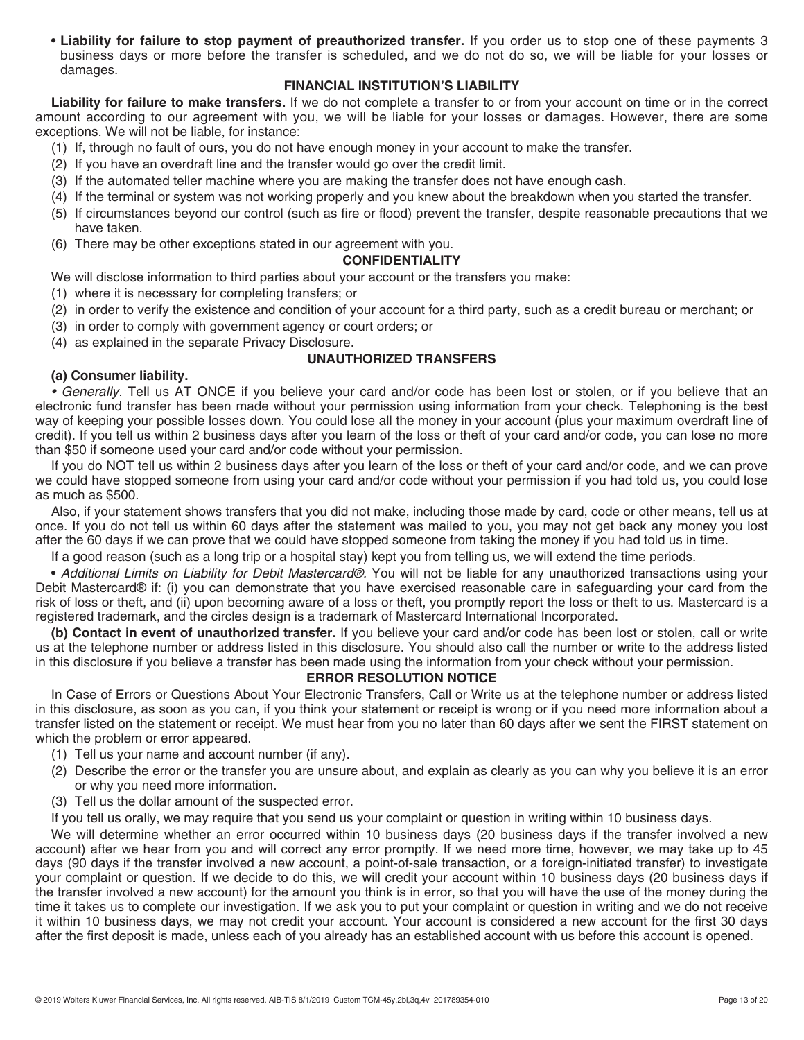- **Liability for failure to stop payment of preauthorized transfer.** If you order us to stop one of these payments 3 business days or more before the transfer is scheduled, and we do not do so, we will be liable for your losses or damages.

## FINANCIAL INSTITUTION'S LIABILITY

**Liability for failure to make transfers.** If we do not complete a transfer to or from your account on time or in the correct amount according to our agreement with you, we will be liable for your losses or damages. However, there are some exceptions. We will not be liable, for instance:

(1) If, through no fault of ours, you do not have enough money in your account to make the transfer.
(2) If you have an overdraft line and the transfer would go over the credit limit.
(3) If the automated teller machine where you are making the transfer does not have enough cash.
(4) If the terminal or system was not working properly and you knew about the breakdown when you started the transfer.
(5) If circumstances beyond our control (such as fire or flood) prevent the transfer, despite reasonable precautions that we have taken.
(6) There may be other exceptions stated in our agreement with you.

## CONFIDENTIALITY

We will disclose information to third parties about your account or the transfers you make:

(1) where it is necessary for completing transfers; or
(2) in order to verify the existence and condition of your account for a third party, such as a credit bureau or merchant; or
(3) in order to comply with government agency or court orders; or
(4) as explained in the separate Privacy Disclosure.

## UNAUTHORIZED TRANSFERS

**(a) Consumer liability.**

• *Generally.* Tell us AT ONCE if you believe your card and/or code has been lost or stolen, or if you believe that an electronic fund transfer has been made without your permission using information from your check. Telephoning is the best way of keeping your possible losses down. You could lose all the money in your account (plus your maximum overdraft line of credit). If you tell us within 2 business days after you learn of the loss or theft of your card and/or code, you can lose no more than $50 if someone used your card and/or code without your permission.

If you do NOT tell us within 2 business days after you learn of the loss or theft of your card and/or code, and we can prove we could have stopped someone from using your card and/or code without your permission if you had told us, you could lose as much as $500.

Also, if your statement shows transfers that you did not make, including those made by card, code or other means, tell us at once. If you do not tell us within 60 days after the statement was mailed to you, you may not get back any money you lost after the 60 days if we can prove that we could have stopped someone from taking the money if you had told us in time.

If a good reason (such as a long trip or a hospital stay) kept you from telling us, we will extend the time periods.

• *Additional Limits on Liability for Debit Mastercard®.* You will not be liable for any unauthorized transactions using your Debit Mastercard® if: (i) you can demonstrate that you have exercised reasonable care in safeguarding your card from the risk of loss or theft, and (ii) upon becoming aware of a loss or theft, you promptly report the loss or theft to us. Mastercard is a registered trademark, and the circles design is a trademark of Mastercard International Incorporated.

**(b) Contact in event of unauthorized transfer.** If you believe your card and/or code has been lost or stolen, call or write us at the telephone number or address listed in this disclosure. You should also call the number or write to the address listed in this disclosure if you believe a transfer has been made using the information from your check without your permission.

## ERROR RESOLUTION NOTICE

In Case of Errors or Questions About Your Electronic Transfers, Call or Write us at the telephone number or address listed in this disclosure, as soon as you can, if you think your statement or receipt is wrong or if you need more information about a transfer listed on the statement or receipt. We must hear from you no later than 60 days after we sent the FIRST statement on which the problem or error appeared.

(1) Tell us your name and account number (if any).
(2) Describe the error or the transfer you are unsure about, and explain as clearly as you can why you believe it is an error or why you need more information.
(3) Tell us the dollar amount of the suspected error.

If you tell us orally, we may require that you send us your complaint or question in writing within 10 business days.

We will determine whether an error occurred within 10 business days (20 business days if the transfer involved a new account) after we hear from you and will correct any error promptly. If we need more time, however, we may take up to 45 days (90 days if the transfer involved a new account, a point-of-sale transaction, or a foreign-initiated transfer) to investigate your complaint or question. If we decide to do this, we will credit your account within 10 business days (20 business days if the transfer involved a new account) for the amount you think is in error, so that you will have the use of the money during the time it takes us to complete our investigation. If we ask you to put your complaint or question in writing and we do not receive it within 10 business days, we may not credit your account. Your account is considered a new account for the first 30 days after the first deposit is made, unless each of you already has an established account with us before this account is opened.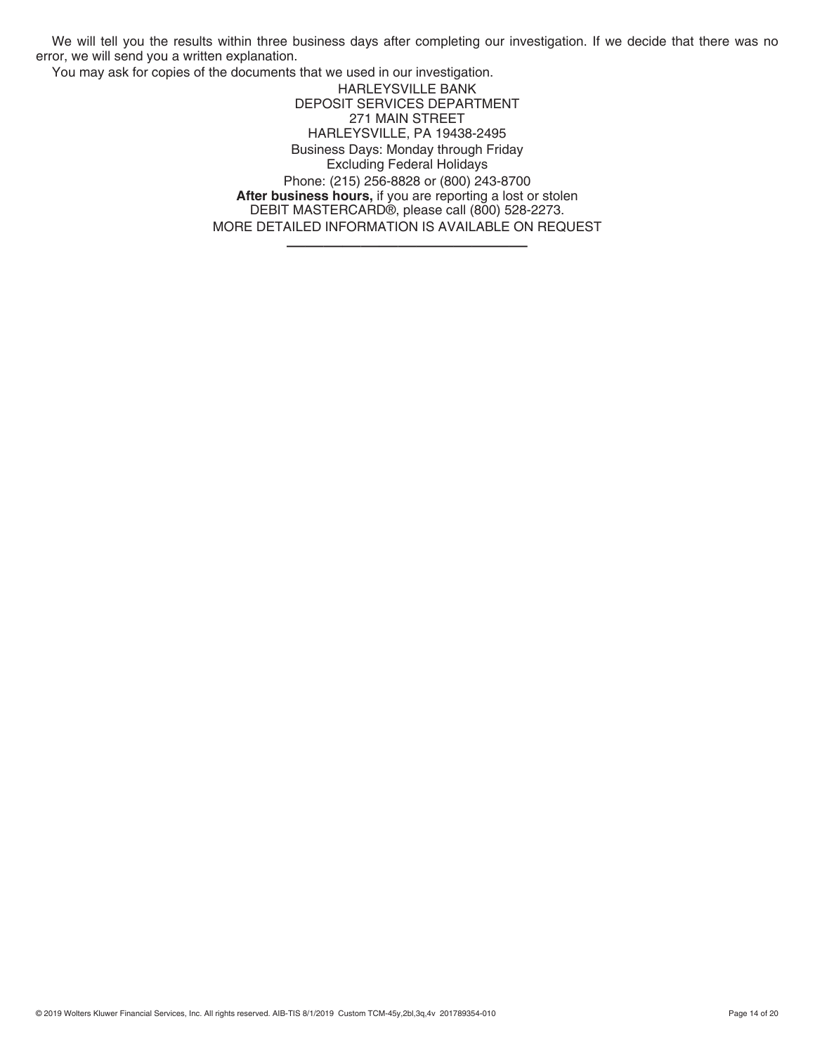We will tell you the results within three business days after completing our investigation. If we decide that there was no error, we will send you a written explanation.

You may ask for copies of the documents that we used in our investigation.

HARLEYSVILLE BANK
DEPOSIT SERVICES DEPARTMENT
271 MAIN STREET
HARLEYSVILLE, PA 19438-2495
Business Days: Monday through Friday
Excluding Federal Holidays
Phone: (215) 256-8828 or (800) 243-8700
**After business hours,** if you are reporting a lost or stolen
DEBIT MASTERCARD®, please call (800) 528-2273.
MORE DETAILED INFORMATION IS AVAILABLE ON REQUEST

---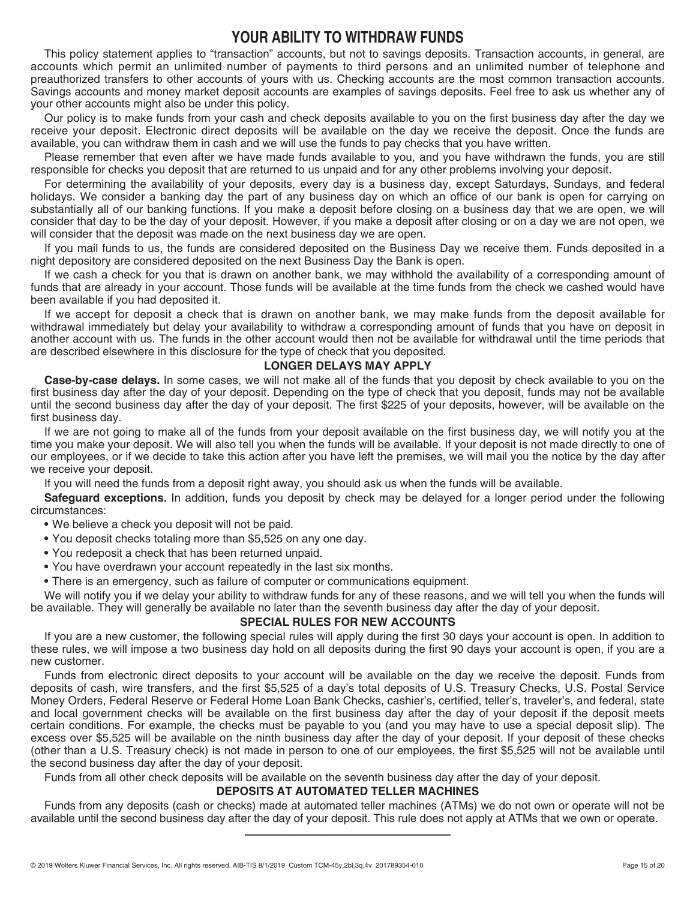# YOUR ABILITY TO WITHDRAW FUNDS

This policy statement applies to "transaction" accounts, but not to savings deposits. Transaction accounts, in general, are accounts which permit an unlimited number of payments to third persons and an unlimited number of telephone and preauthorized transfers to other accounts of yours with us. Checking accounts are the most common transaction accounts. Savings accounts and money market deposit accounts are examples of savings deposits. Feel free to ask us whether any of your other accounts might also be under this policy.

Our policy is to make funds from your cash and check deposits available to you on the first business day after the day we receive your deposit. Electronic direct deposits will be available on the day we receive the deposit. Once the funds are available, you can withdraw them in cash and we will use the funds to pay checks that you have written.

Please remember that even after we have made funds available to you, and you have withdrawn the funds, you are still responsible for checks you deposit that are returned to us unpaid and for any other problems involving your deposit.

For determining the availability of your deposits, every day is a business day, except Saturdays, Sundays, and federal holidays. We consider a banking day the part of any business day on which an office of our bank is open for carrying on substantially all of our banking functions. If you make a deposit before closing on a business day that we are open, we will consider that day to be the day of your deposit. However, if you make a deposit after closing or on a day we are not open, we will consider that the deposit was made on the next business day we are open.

If you mail funds to us, the funds are considered deposited on the Business Day we receive them. Funds deposited in a night depository are considered deposited on the next Business Day the Bank is open.

If we cash a check for you that is drawn on another bank, we may withhold the availability of a corresponding amount of funds that are already in your account. Those funds will be available at the time funds from the check we cashed would have been available if you had deposited it.

If we accept for deposit a check that is drawn on another bank, we may make funds from the deposit available for withdrawal immediately but delay your availability to withdraw a corresponding amount of funds that you have on deposit in another account with us. The funds in the other account would then not be available for withdrawal until the time periods that are described elsewhere in this disclosure for the type of check that you deposited.

## LONGER DELAYS MAY APPLY

**Case-by-case delays.** In some cases, we will not make all of the funds that you deposit by check available to you on the first business day after the day of your deposit. Depending on the type of check that you deposit, funds may not be available until the second business day after the day of your deposit. The first $225 of your deposits, however, will be available on the first business day.

If we are not going to make all of the funds from your deposit available on the first business day, we will notify you at the time you make your deposit. We will also tell you when the funds will be available. If your deposit is not made directly to one of our employees, or if we decide to take this action after you have left the premises, we will mail you the notice by the day after we receive your deposit.

If you will need the funds from a deposit right away, you should ask us when the funds will be available.

**Safeguard exceptions.** In addition, funds you deposit by check may be delayed for a longer period under the following circumstances:

- We believe a check you deposit will not be paid.
- You deposit checks totaling more than $5,525 on any one day.
- You redeposit a check that has been returned unpaid.
- You have overdrawn your account repeatedly in the last six months.
- There is an emergency, such as failure of computer or communications equipment.

We will notify you if we delay your ability to withdraw funds for any of these reasons, and we will tell you when the funds will be available. They will generally be available no later than the seventh business day after the day of your deposit.

## SPECIAL RULES FOR NEW ACCOUNTS

If you are a new customer, the following special rules will apply during the first 30 days your account is open. In addition to these rules, we will impose a two business day hold on all deposits during the first 90 days your account is open, if you are a new customer.

Funds from electronic direct deposits to your account will be available on the day we receive the deposit. Funds from deposits of cash, wire transfers, and the first $5,525 of a day's total deposits of U.S. Treasury Checks, U.S. Postal Service Money Orders, Federal Reserve or Federal Home Loan Bank Checks, cashier's, certified, teller's, traveler's, and federal, state and local government checks will be available on the first business day after the day of your deposit if the deposit meets certain conditions. For example, the checks must be payable to you (and you may have to use a special deposit slip). The excess over $5,525 will be available on the ninth business day after the day of your deposit. If your deposit of these checks (other than a U.S. Treasury check) is not made in person to one of our employees, the first $5,525 will not be available until the second business day after the day of your deposit.

Funds from all other check deposits will be available on the seventh business day after the day of your deposit.

## DEPOSITS AT AUTOMATED TELLER MACHINES

Funds from any deposits (cash or checks) made at automated teller machines (ATMs) we do not own or operate will not be available until the second business day after the day of your deposit. This rule does not apply at ATMs that we own or operate.

© 2019 Wolters Kluwer Financial Services, Inc. All rights reserved. AIB-TIS 8/1/2019 Custom TCM-45y,2bl,3q,4v 201789354-010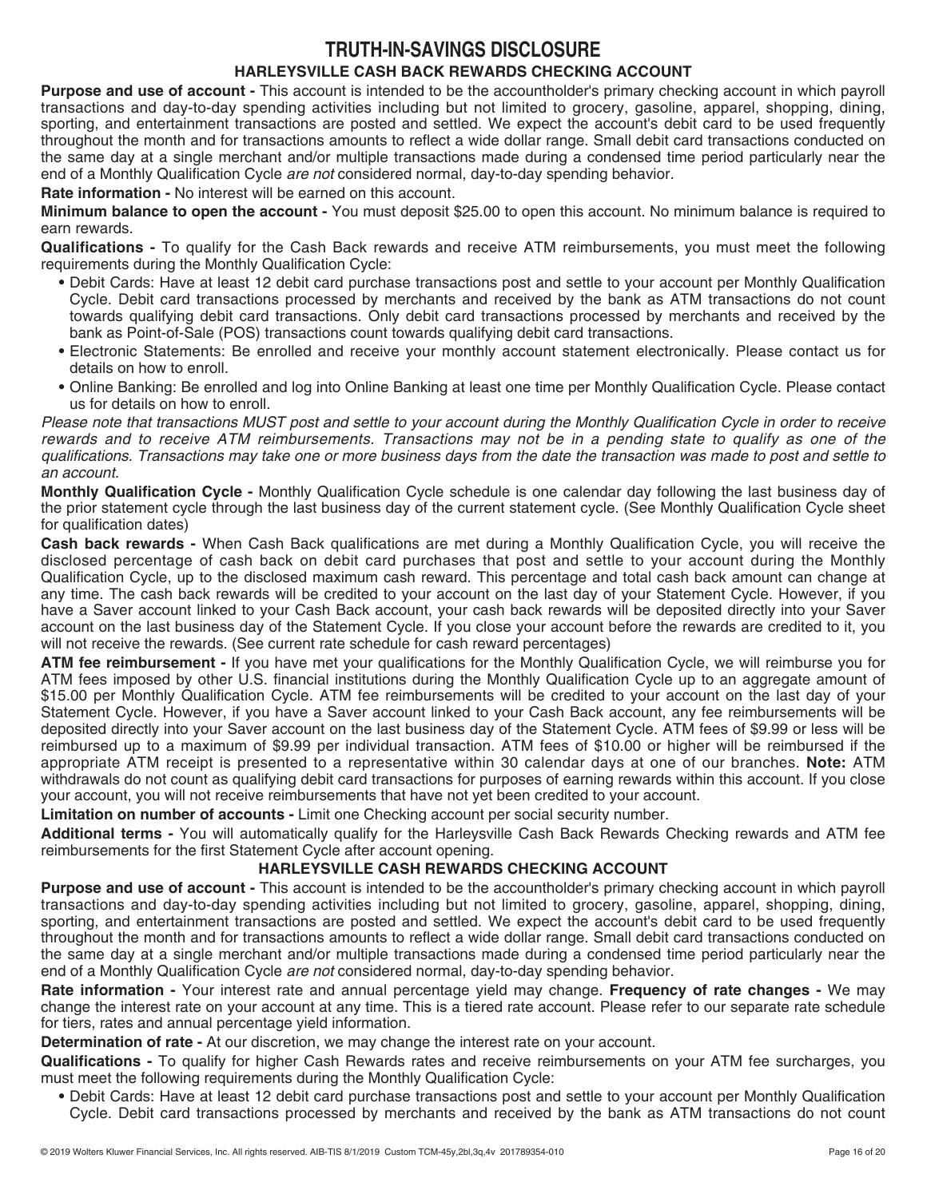# TRUTH-IN-SAVINGS DISCLOSURE

## HARLEYSVILLE CASH BACK REWARDS CHECKING ACCOUNT

**Purpose and use of account -** This account is intended to be the accountholder's primary checking account in which payroll transactions and day-to-day spending activities including but not limited to grocery, gasoline, apparel, shopping, dining, sporting, and entertainment transactions are posted and settled. We expect the account's debit card to be used frequently throughout the month and for transactions amounts to reflect a wide dollar range. Small debit card transactions conducted on the same day at a single merchant and/or multiple transactions made during a condensed time period particularly near the end of a Monthly Qualification Cycle *are not* considered normal, day-to-day spending behavior.

**Rate information -** No interest will be earned on this account.

**Minimum balance to open the account -** You must deposit $25.00 to open this account. No minimum balance is required to earn rewards.

**Qualifications -** To qualify for the Cash Back rewards and receive ATM reimbursements, you must meet the following requirements during the Monthly Qualification Cycle:

- Debit Cards: Have at least 12 debit card purchase transactions post and settle to your account per Monthly Qualification Cycle. Debit card transactions processed by merchants and received by the bank as ATM transactions do not count towards qualifying debit card transactions. Only debit card transactions processed by merchants and received by the bank as Point-of-Sale (POS) transactions count towards qualifying debit card transactions.
- Electronic Statements: Be enrolled and receive your monthly account statement electronically. Please contact us for details on how to enroll.
- Online Banking: Be enrolled and log into Online Banking at least one time per Monthly Qualification Cycle. Please contact us for details on how to enroll.

*Please note that transactions MUST post and settle to your account during the Monthly Qualification Cycle in order to receive rewards and to receive ATM reimbursements. Transactions may not be in a pending state to qualify as one of the qualifications. Transactions may take one or more business days from the date the transaction was made to post and settle to an account.*

**Monthly Qualification Cycle -** Monthly Qualification Cycle schedule is one calendar day following the last business day of the prior statement cycle through the last business day of the current statement cycle. (See Monthly Qualification Cycle sheet for qualification dates)

**Cash back rewards -** When Cash Back qualifications are met during a Monthly Qualification Cycle, you will receive the disclosed percentage of cash back on debit card purchases that post and settle to your account during the Monthly Qualification Cycle, up to the disclosed maximum cash reward. This percentage and total cash back amount can change at any time. The cash back rewards will be credited to your account on the last day of your Statement Cycle. However, if you have a Saver account linked to your Cash Back account, your cash back rewards will be deposited directly into your Saver account on the last business day of the Statement Cycle. If you close your account before the rewards are credited to it, you will not receive the rewards. (See current rate schedule for cash reward percentages)

**ATM fee reimbursement -** If you have met your qualifications for the Monthly Qualification Cycle, we will reimburse you for ATM fees imposed by other U.S. financial institutions during the Monthly Qualification Cycle up to an aggregate amount of $15.00 per Monthly Qualification Cycle. ATM fee reimbursements will be credited to your account on the last day of your Statement Cycle. However, if you have a Saver account linked to your Cash Back account, any fee reimbursements will be deposited directly into your Saver account on the last business day of the Statement Cycle. ATM fees of $9.99 or less will be reimbursed up to a maximum of $9.99 per individual transaction. ATM fees of $10.00 or higher will be reimbursed if the appropriate ATM receipt is presented to a representative within 30 calendar days at one of our branches. **Note:** ATM withdrawals do not count as qualifying debit card transactions for purposes of earning rewards within this account. If you close your account, you will not receive reimbursements that have not yet been credited to your account.

**Limitation on number of accounts -** Limit one Checking account per social security number.

**Additional terms -** You will automatically qualify for the Harleysville Cash Back Rewards Checking rewards and ATM fee reimbursements for the first Statement Cycle after account opening.

## HARLEYSVILLE CASH REWARDS CHECKING ACCOUNT

**Purpose and use of account -** This account is intended to be the accountholder's primary checking account in which payroll transactions and day-to-day spending activities including but not limited to grocery, gasoline, apparel, shopping, dining, sporting, and entertainment transactions are posted and settled. We expect the account's debit card to be used frequently throughout the month and for transactions amounts to reflect a wide dollar range. Small debit card transactions conducted on the same day at a single merchant and/or multiple transactions made during a condensed time period particularly near the end of a Monthly Qualification Cycle *are not* considered normal, day-to-day spending behavior.

**Rate information -** Your interest rate and annual percentage yield may change. **Frequency of rate changes -** We may change the interest rate on your account at any time. This is a tiered rate account. Please refer to our separate rate schedule for tiers, rates and annual percentage yield information.

**Determination of rate -** At our discretion, we may change the interest rate on your account.

**Qualifications -** To qualify for higher Cash Rewards rates and receive reimbursements on your ATM fee surcharges, you must meet the following requirements during the Monthly Qualification Cycle:

- Debit Cards: Have at least 12 debit card purchase transactions post and settle to your account per Monthly Qualification Cycle. Debit card transactions processed by merchants and received by the bank as ATM transactions do not count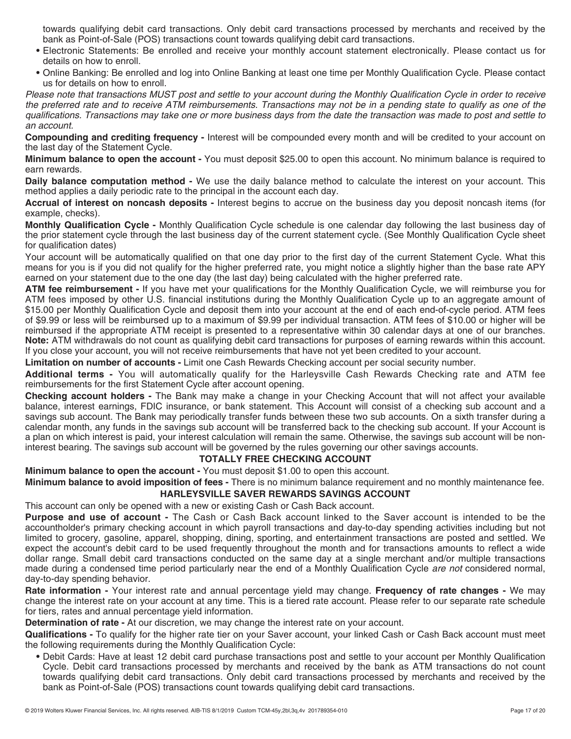towards qualifying debit card transactions. Only debit card transactions processed by merchants and received by the bank as Point-of-Sale (POS) transactions count towards qualifying debit card transactions.

- Electronic Statements: Be enrolled and receive your monthly account statement electronically. Please contact us for details on how to enroll.
- Online Banking: Be enrolled and log into Online Banking at least one time per Monthly Qualification Cycle. Please contact us for details on how to enroll.

*Please note that transactions MUST post and settle to your account during the Monthly Qualification Cycle in order to receive the preferred rate and to receive ATM reimbursements. Transactions may not be in a pending state to qualify as one of the qualifications. Transactions may take one or more business days from the date the transaction was made to post and settle to an account.*

**Compounding and crediting frequency -** Interest will be compounded every month and will be credited to your account on the last day of the Statement Cycle.

**Minimum balance to open the account -** You must deposit $25.00 to open this account. No minimum balance is required to earn rewards.

**Daily balance computation method -** We use the daily balance method to calculate the interest on your account. This method applies a daily periodic rate to the principal in the account each day.

**Accrual of interest on noncash deposits -** Interest begins to accrue on the business day you deposit noncash items (for example, checks).

**Monthly Qualification Cycle -** Monthly Qualification Cycle schedule is one calendar day following the last business day of the prior statement cycle through the last business day of the current statement cycle. (See Monthly Qualification Cycle sheet for qualification dates)

Your account will be automatically qualified on that one day prior to the first day of the current Statement Cycle. What this means for you is if you did not qualify for the higher preferred rate, you might notice a slightly higher than the base rate APY earned on your statement due to the one day (the last day) being calculated with the higher preferred rate.

**ATM fee reimbursement -** If you have met your qualifications for the Monthly Qualification Cycle, we will reimburse you for ATM fees imposed by other U.S. financial institutions during the Monthly Qualification Cycle up to an aggregate amount of $15.00 per Monthly Qualification Cycle and deposit them into your account at the end of each end-of-cycle period. ATM fees of $9.99 or less will be reimbursed up to a maximum of $9.99 per individual transaction. ATM fees of $10.00 or higher will be reimbursed if the appropriate ATM receipt is presented to a representative within 30 calendar days at one of our branches. **Note:** ATM withdrawals do not count as qualifying debit card transactions for purposes of earning rewards within this account. If you close your account, you will not receive reimbursements that have not yet been credited to your account.

**Limitation on number of accounts -** Limit one Cash Rewards Checking account per social security number.

**Additional terms -** You will automatically qualify for the Harleysville Cash Rewards Checking rate and ATM fee reimbursements for the first Statement Cycle after account opening.

**Checking account holders -** The Bank may make a change in your Checking Account that will not affect your available balance, interest earnings, FDIC insurance, or bank statement. This Account will consist of a checking sub account and a savings sub account. The Bank may periodically transfer funds between these two sub accounts. On a sixth transfer during a calendar month, any funds in the savings sub account will be transferred back to the checking sub account. If your Account is a plan on which interest is paid, your interest calculation will remain the same. Otherwise, the savings sub account will be non-interest bearing. The savings sub account will be governed by the rules governing our other savings accounts.

## TOTALLY FREE CHECKING ACCOUNT

**Minimum balance to open the account -** You must deposit $1.00 to open this account.

**Minimum balance to avoid imposition of fees -** There is no minimum balance requirement and no monthly maintenance fee.

## HARLEYSVILLE SAVER REWARDS SAVINGS ACCOUNT

This account can only be opened with a new or existing Cash or Cash Back account.

**Purpose and use of account -** The Cash or Cash Back account linked to the Saver account is intended to be the accountholder's primary checking account in which payroll transactions and day-to-day spending activities including but not limited to grocery, gasoline, apparel, shopping, dining, sporting, and entertainment transactions are posted and settled. We expect the account's debit card to be used frequently throughout the month and for transactions amounts to reflect a wide dollar range. Small debit card transactions conducted on the same day at a single merchant and/or multiple transactions made during a condensed time period particularly near the end of a Monthly Qualification Cycle *are not* considered normal, day-to-day spending behavior.

**Rate information -** Your interest rate and annual percentage yield may change. **Frequency of rate changes -** We may change the interest rate on your account at any time. This is a tiered rate account. Please refer to our separate rate schedule for tiers, rates and annual percentage yield information.

**Determination of rate -** At our discretion, we may change the interest rate on your account.

**Qualifications -** To qualify for the higher rate tier on your Saver account, your linked Cash or Cash Back account must meet the following requirements during the Monthly Qualification Cycle:

- Debit Cards: Have at least 12 debit card purchase transactions post and settle to your account per Monthly Qualification Cycle. Debit card transactions processed by merchants and received by the bank as ATM transactions do not count towards qualifying debit card transactions. Only debit card transactions processed by merchants and received by the bank as Point-of-Sale (POS) transactions count towards qualifying debit card transactions.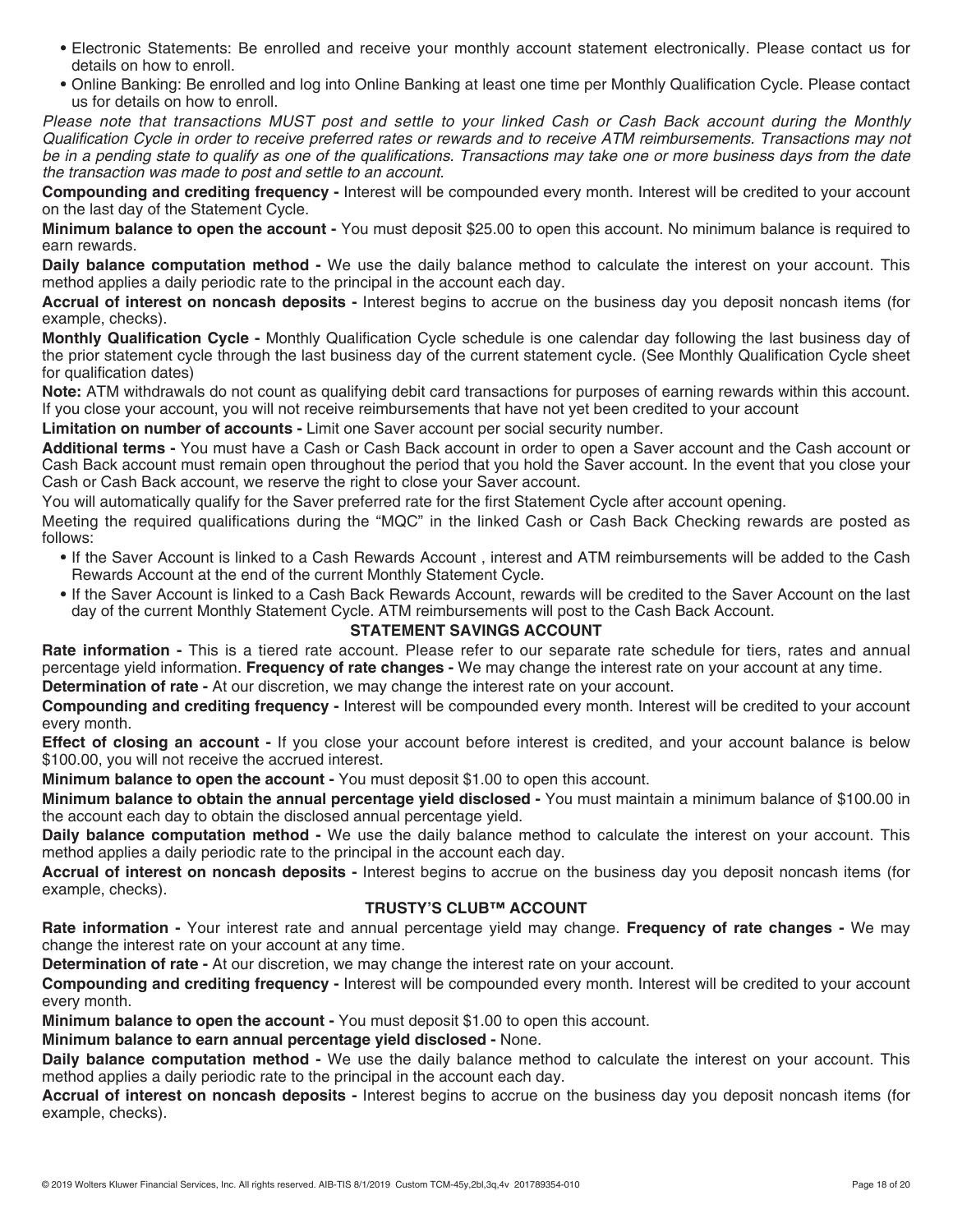- Electronic Statements: Be enrolled and receive your monthly account statement electronically. Please contact us for details on how to enroll.
- Online Banking: Be enrolled and log into Online Banking at least one time per Monthly Qualification Cycle. Please contact us for details on how to enroll.

*Please note that transactions MUST post and settle to your linked Cash or Cash Back account during the Monthly Qualification Cycle in order to receive preferred rates or rewards and to receive ATM reimbursements. Transactions may not be in a pending state to qualify as one of the qualifications. Transactions may take one or more business days from the date the transaction was made to post and settle to an account.*

**Compounding and crediting frequency -** Interest will be compounded every month. Interest will be credited to your account on the last day of the Statement Cycle.

**Minimum balance to open the account -** You must deposit $25.00 to open this account. No minimum balance is required to earn rewards.

**Daily balance computation method -** We use the daily balance method to calculate the interest on your account. This method applies a daily periodic rate to the principal in the account each day.

**Accrual of interest on noncash deposits -** Interest begins to accrue on the business day you deposit noncash items (for example, checks).

**Monthly Qualification Cycle -** Monthly Qualification Cycle schedule is one calendar day following the last business day of the prior statement cycle through the last business day of the current statement cycle. (See Monthly Qualification Cycle sheet for qualification dates)

**Note:** ATM withdrawals do not count as qualifying debit card transactions for purposes of earning rewards within this account. If you close your account, you will not receive reimbursements that have not yet been credited to your account

**Limitation on number of accounts -** Limit one Saver account per social security number.

**Additional terms -** You must have a Cash or Cash Back account in order to open a Saver account and the Cash account or Cash Back account must remain open throughout the period that you hold the Saver account. In the event that you close your Cash or Cash Back account, we reserve the right to close your Saver account.

You will automatically qualify for the Saver preferred rate for the first Statement Cycle after account opening.

Meeting the required qualifications during the "MQC" in the linked Cash or Cash Back Checking rewards are posted as follows:

- If the Saver Account is linked to a Cash Rewards Account , interest and ATM reimbursements will be added to the Cash Rewards Account at the end of the current Monthly Statement Cycle.
- If the Saver Account is linked to a Cash Back Rewards Account, rewards will be credited to the Saver Account on the last day of the current Monthly Statement Cycle. ATM reimbursements will post to the Cash Back Account.

## STATEMENT SAVINGS ACCOUNT

**Rate information -** This is a tiered rate account. Please refer to our separate rate schedule for tiers, rates and annual percentage yield information. **Frequency of rate changes -** We may change the interest rate on your account at any time.

**Determination of rate -** At our discretion, we may change the interest rate on your account.

**Compounding and crediting frequency -** Interest will be compounded every month. Interest will be credited to your account every month.

**Effect of closing an account -** If you close your account before interest is credited, and your account balance is below $100.00, you will not receive the accrued interest.

**Minimum balance to open the account -** You must deposit $1.00 to open this account.

**Minimum balance to obtain the annual percentage yield disclosed -** You must maintain a minimum balance of $100.00 in the account each day to obtain the disclosed annual percentage yield.

**Daily balance computation method -** We use the daily balance method to calculate the interest on your account. This method applies a daily periodic rate to the principal in the account each day.

**Accrual of interest on noncash deposits -** Interest begins to accrue on the business day you deposit noncash items (for example, checks).

## TRUSTY'S CLUB™ ACCOUNT

**Rate information -** Your interest rate and annual percentage yield may change. **Frequency of rate changes -** We may change the interest rate on your account at any time.

**Determination of rate -** At our discretion, we may change the interest rate on your account.

**Compounding and crediting frequency -** Interest will be compounded every month. Interest will be credited to your account every month.

**Minimum balance to open the account -** You must deposit $1.00 to open this account.

**Minimum balance to earn annual percentage yield disclosed -** None.

**Daily balance computation method -** We use the daily balance method to calculate the interest on your account. This method applies a daily periodic rate to the principal in the account each day.

**Accrual of interest on noncash deposits -** Interest begins to accrue on the business day you deposit noncash items (for example, checks).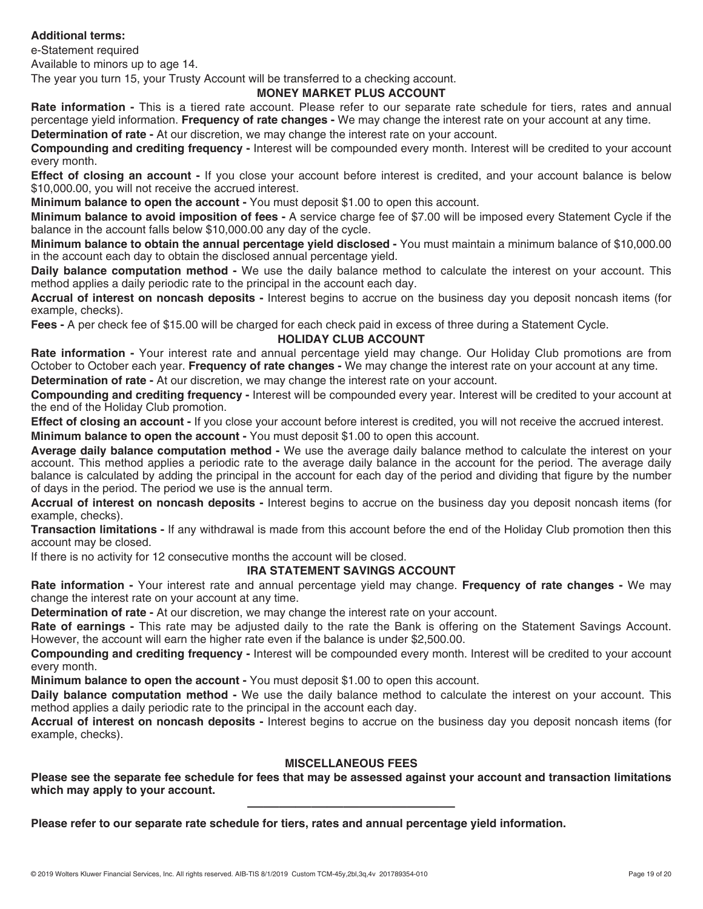**Additional terms:**

e-Statement required

Available to minors up to age 14.

The year you turn 15, your Trusty Account will be transferred to a checking account.

### MONEY MARKET PLUS ACCOUNT

**Rate information -** This is a tiered rate account. Please refer to our separate rate schedule for tiers, rates and annual percentage yield information. **Frequency of rate changes -** We may change the interest rate on your account at any time.

**Determination of rate -** At our discretion, we may change the interest rate on your account.

**Compounding and crediting frequency -** Interest will be compounded every month. Interest will be credited to your account every month.

**Effect of closing an account -** If you close your account before interest is credited, and your account balance is below $10,000.00, you will not receive the accrued interest.

**Minimum balance to open the account -** You must deposit $1.00 to open this account.

**Minimum balance to avoid imposition of fees -** A service charge fee of $7.00 will be imposed every Statement Cycle if the balance in the account falls below $10,000.00 any day of the cycle.

**Minimum balance to obtain the annual percentage yield disclosed -** You must maintain a minimum balance of $10,000.00 in the account each day to obtain the disclosed annual percentage yield.

**Daily balance computation method -** We use the daily balance method to calculate the interest on your account. This method applies a daily periodic rate to the principal in the account each day.

**Accrual of interest on noncash deposits -** Interest begins to accrue on the business day you deposit noncash items (for example, checks).

**Fees -** A per check fee of $15.00 will be charged for each check paid in excess of three during a Statement Cycle.

### HOLIDAY CLUB ACCOUNT

**Rate information -** Your interest rate and annual percentage yield may change. Our Holiday Club promotions are from October to October each year. **Frequency of rate changes -** We may change the interest rate on your account at any time.

**Determination of rate -** At our discretion, we may change the interest rate on your account.

**Compounding and crediting frequency -** Interest will be compounded every year. Interest will be credited to your account at the end of the Holiday Club promotion.

**Effect of closing an account -** If you close your account before interest is credited, you will not receive the accrued interest.

**Minimum balance to open the account -** You must deposit $1.00 to open this account.

**Average daily balance computation method -** We use the average daily balance method to calculate the interest on your account. This method applies a periodic rate to the average daily balance in the account for the period. The average daily balance is calculated by adding the principal in the account for each day of the period and dividing that figure by the number of days in the period. The period we use is the annual term.

**Accrual of interest on noncash deposits -** Interest begins to accrue on the business day you deposit noncash items (for example, checks).

**Transaction limitations -** If any withdrawal is made from this account before the end of the Holiday Club promotion then this account may be closed.

If there is no activity for 12 consecutive months the account will be closed.

### IRA STATEMENT SAVINGS ACCOUNT

**Rate information -** Your interest rate and annual percentage yield may change. **Frequency of rate changes -** We may change the interest rate on your account at any time.

**Determination of rate -** At our discretion, we may change the interest rate on your account.

**Rate of earnings -** This rate may be adjusted daily to the rate the Bank is offering on the Statement Savings Account. However, the account will earn the higher rate even if the balance is under $2,500.00.

**Compounding and crediting frequency -** Interest will be compounded every month. Interest will be credited to your account every month.

**Minimum balance to open the account -** You must deposit $1.00 to open this account.

**Daily balance computation method -** We use the daily balance method to calculate the interest on your account. This method applies a daily periodic rate to the principal in the account each day.

**Accrual of interest on noncash deposits -** Interest begins to accrue on the business day you deposit noncash items (for example, checks).

### MISCELLANEOUS FEES

**Please see the separate fee schedule for fees that may be assessed against your account and transaction limitations which may apply to your account.**

---

**Please refer to our separate rate schedule for tiers, rates and annual percentage yield information.**

© 2019 Wolters Kluwer Financial Services, Inc. All rights reserved. AIB-TIS 8/1/2019 Custom TCM-45y,2bl,3q,4v 201789354-010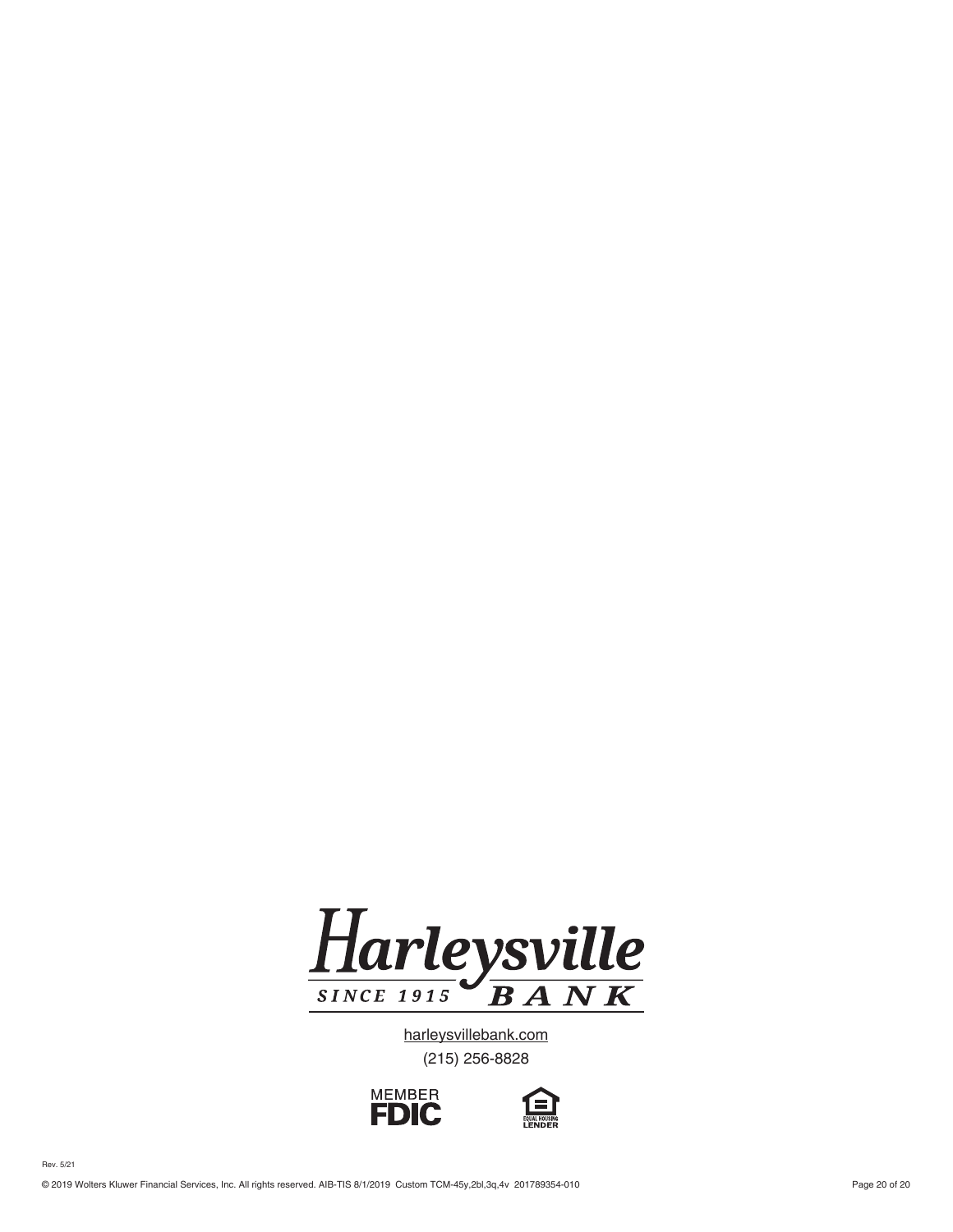Harleysville
SINCE 1915 BANK

harleysvillebank.com

(215) 256-8828

MEMBER FDIC

EQUAL HOUSING LENDER

Rev. 5/21

© 2019 Wolters Kluwer Financial Services, Inc. All rights reserved. AIB-TIS 8/1/2019 Custom TCM-45y,2bl,3q,4v 201789354-010